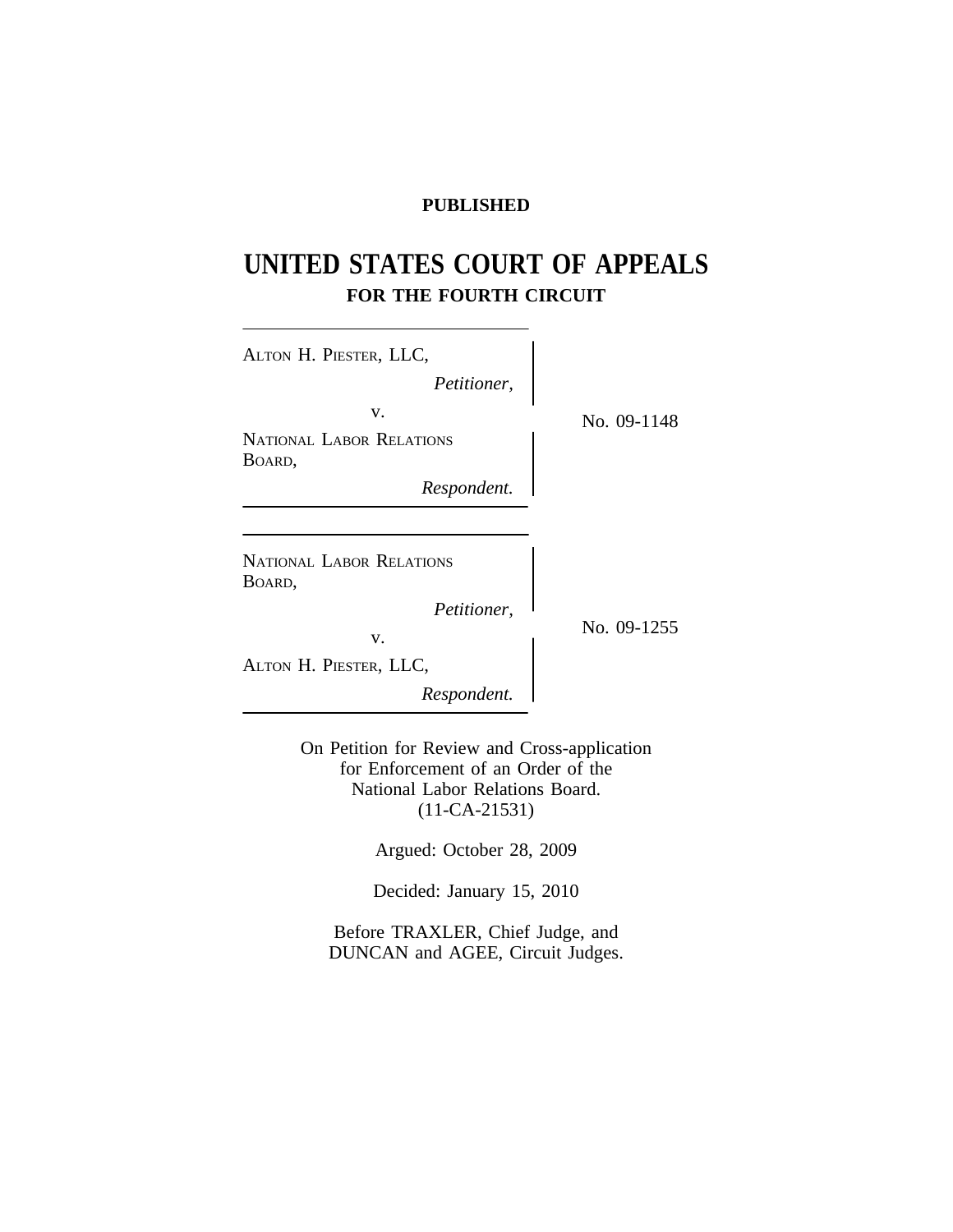**PUBLISHED**

# UNITED STATES COURT OF APPEALS
## FOR THE FOURTH CIRCUIT

ALTON H. PIESTER, LLC,
*Petitioner,*

v.

NATIONAL LABOR RELATIONS BOARD,
*Respondent.*

No. 09-1148

NATIONAL LABOR RELATIONS BOARD,
*Petitioner,*

v.

ALTON H. PIESTER, LLC,
*Respondent.*

No. 09-1255

On Petition for Review and Cross-application for Enforcement of an Order of the National Labor Relations Board. (11-CA-21531)

Argued: October 28, 2009

Decided: January 15, 2010

Before TRAXLER, Chief Judge, and DUNCAN and AGEE, Circuit Judges.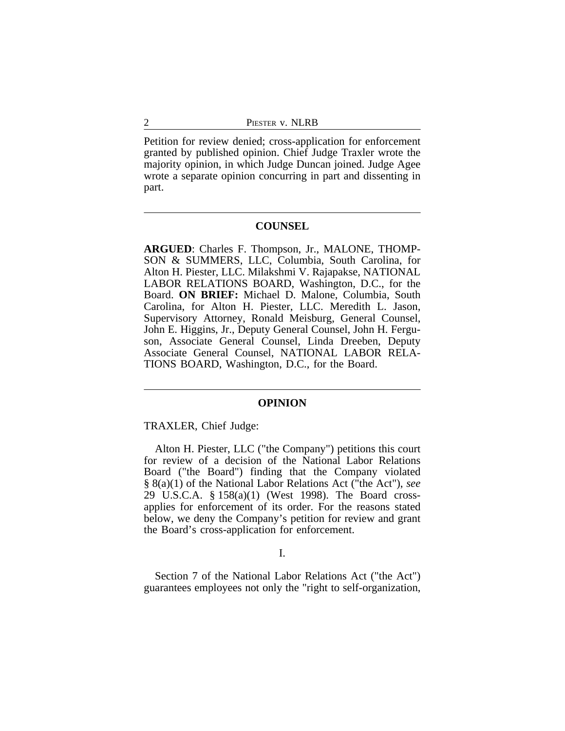Petition for review denied; cross-application for enforcement granted by published opinion. Chief Judge Traxler wrote the majority opinion, in which Judge Duncan joined. Judge Agee wrote a separate opinion concurring in part and dissenting in part.

---

## COUNSEL

**ARGUED**: Charles F. Thompson, Jr., MALONE, THOMPSON & SUMMERS, LLC, Columbia, South Carolina, for Alton H. Piester, LLC. Milakshmi V. Rajapakse, NATIONAL LABOR RELATIONS BOARD, Washington, D.C., for the Board. **ON BRIEF:** Michael D. Malone, Columbia, South Carolina, for Alton H. Piester, LLC. Meredith L. Jason, Supervisory Attorney, Ronald Meisburg, General Counsel, John E. Higgins, Jr., Deputy General Counsel, John H. Ferguson, Associate General Counsel, Linda Dreeben, Deputy Associate General Counsel, NATIONAL LABOR RELATIONS BOARD, Washington, D.C., for the Board.

---

## OPINION

TRAXLER, Chief Judge:

Alton H. Piester, LLC ("the Company") petitions this court for review of a decision of the National Labor Relations Board ("the Board") finding that the Company violated § 8(a)(1) of the National Labor Relations Act ("the Act"), *see* 29 U.S.C.A. § 158(a)(1) (West 1998). The Board cross-applies for enforcement of its order. For the reasons stated below, we deny the Company's petition for review and grant the Board's cross-application for enforcement.

### I.

Section 7 of the National Labor Relations Act ("the Act") guarantees employees not only the "right to self-organization,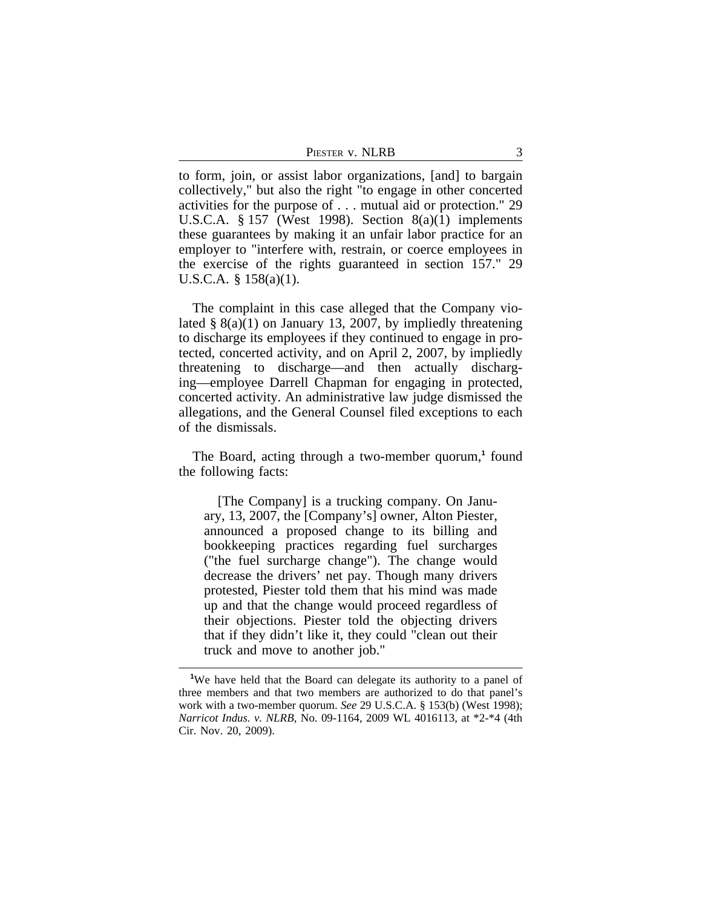to form, join, or assist labor organizations, [and] to bargain collectively," but also the right "to engage in other concerted activities for the purpose of . . . mutual aid or protection." 29 U.S.C.A. § 157 (West 1998). Section 8(a)(1) implements these guarantees by making it an unfair labor practice for an employer to "interfere with, restrain, or coerce employees in the exercise of the rights guaranteed in section 157." 29 U.S.C.A. § 158(a)(1).

The complaint in this case alleged that the Company violated § 8(a)(1) on January 13, 2007, by impliedly threatening to discharge its employees if they continued to engage in protected, concerted activity, and on April 2, 2007, by impliedly threatening to discharge—and then actually discharging—employee Darrell Chapman for engaging in protected, concerted activity. An administrative law judge dismissed the allegations, and the General Counsel filed exceptions to each of the dismissals.

The Board, acting through a two-member quorum,[1] found the following facts:

> [The Company] is a trucking company. On January, 13, 2007, the [Company's] owner, Alton Piester, announced a proposed change to its billing and bookkeeping practices regarding fuel surcharges ("the fuel surcharge change"). The change would decrease the drivers' net pay. Though many drivers protested, Piester told them that his mind was made up and that the change would proceed regardless of their objections. Piester told the objecting drivers that if they didn't like it, they could "clean out their truck and move to another job."

[1]We have held that the Board can delegate its authority to a panel of three members and that two members are authorized to do that panel's work with a two-member quorum. *See* 29 U.S.C.A. § 153(b) (West 1998); *Narricot Indus. v. NLRB*, No. 09-1164, 2009 WL 4016113, at *2-*4 (4th Cir. Nov. 20, 2009).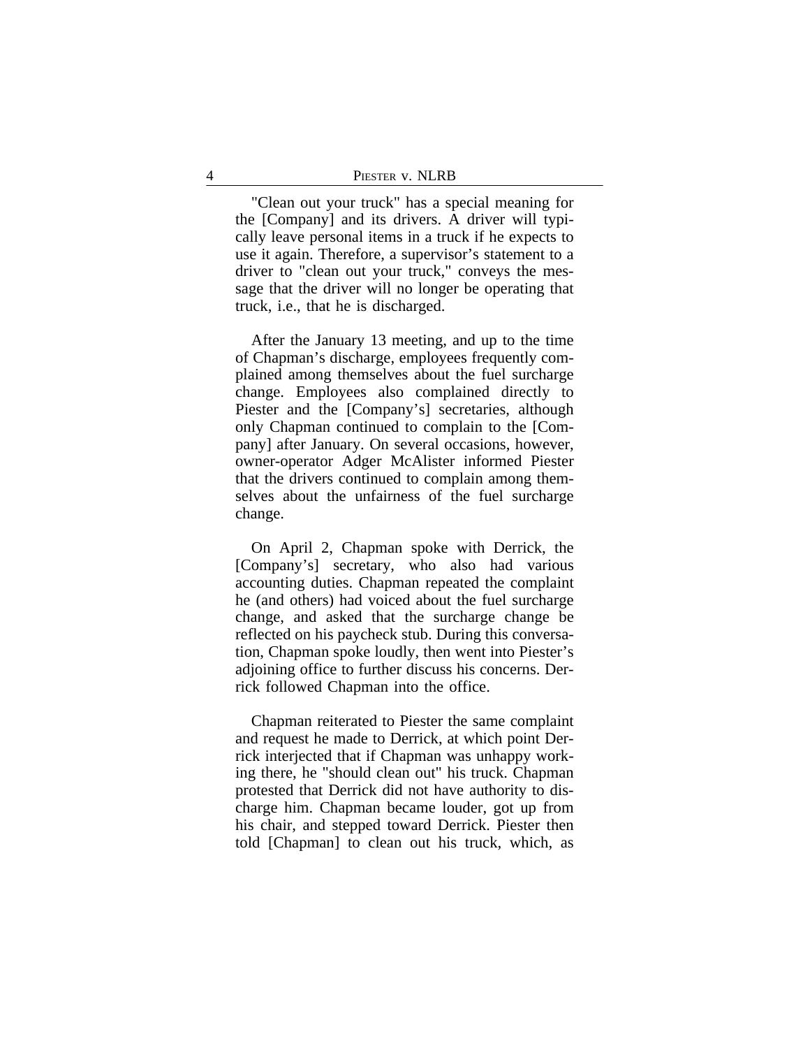"Clean out your truck" has a special meaning for the [Company] and its drivers. A driver will typically leave personal items in a truck if he expects to use it again. Therefore, a supervisor's statement to a driver to "clean out your truck," conveys the message that the driver will no longer be operating that truck, i.e., that he is discharged.

After the January 13 meeting, and up to the time of Chapman's discharge, employees frequently complained among themselves about the fuel surcharge change. Employees also complained directly to Piester and the [Company's] secretaries, although only Chapman continued to complain to the [Company] after January. On several occasions, however, owner-operator Adger McAlister informed Piester that the drivers continued to complain among themselves about the unfairness of the fuel surcharge change.

On April 2, Chapman spoke with Derrick, the [Company's] secretary, who also had various accounting duties. Chapman repeated the complaint he (and others) had voiced about the fuel surcharge change, and asked that the surcharge change be reflected on his paycheck stub. During this conversation, Chapman spoke loudly, then went into Piester's adjoining office to further discuss his concerns. Derrick followed Chapman into the office.

Chapman reiterated to Piester the same complaint and request he made to Derrick, at which point Derrick interjected that if Chapman was unhappy working there, he "should clean out" his truck. Chapman protested that Derrick did not have authority to discharge him. Chapman became louder, got up from his chair, and stepped toward Derrick. Piester then told [Chapman] to clean out his truck, which, as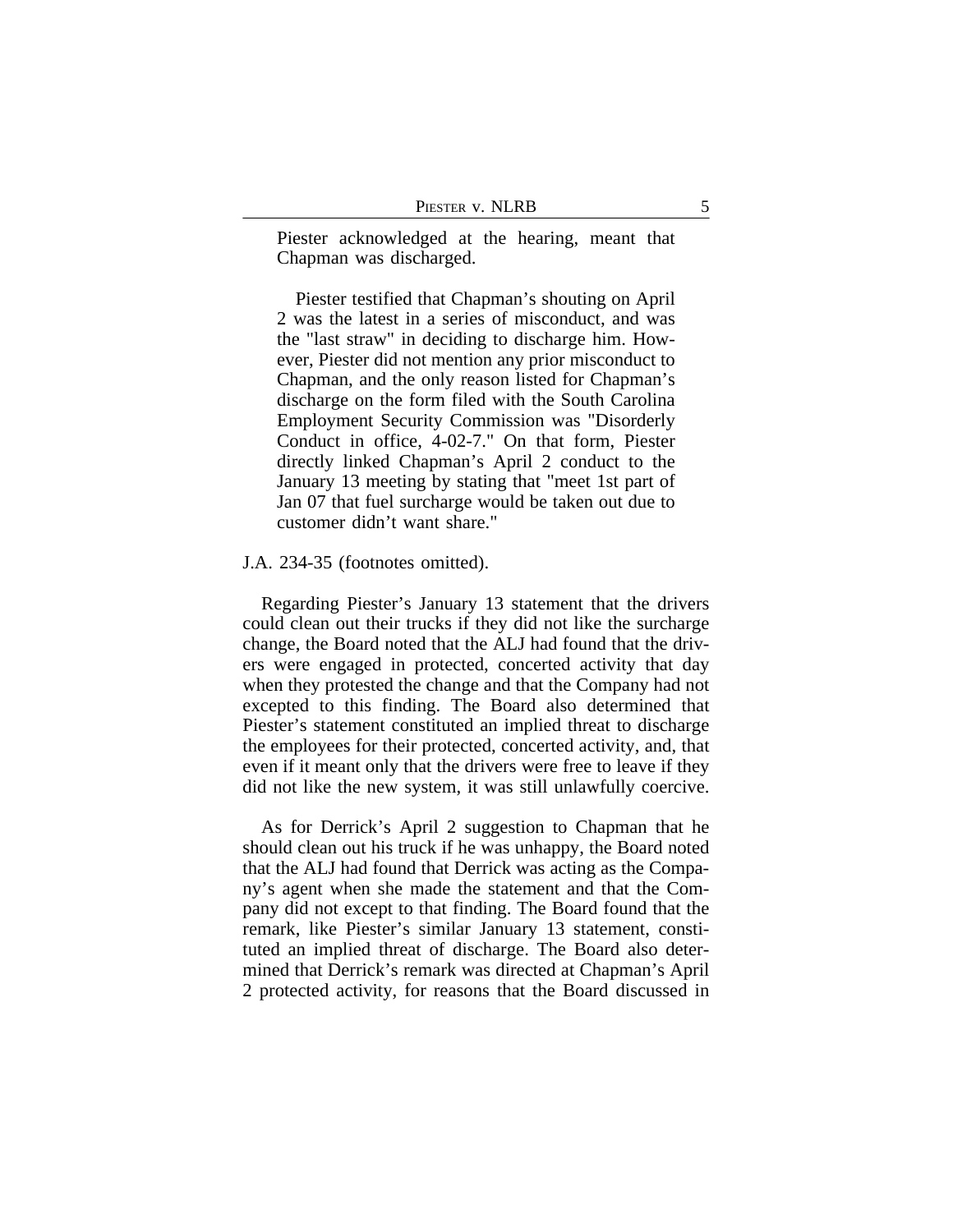> Piester acknowledged at the hearing, meant that Chapman was discharged.
>
> Piester testified that Chapman's shouting on April 2 was the latest in a series of misconduct, and was the "last straw" in deciding to discharge him. However, Piester did not mention any prior misconduct to Chapman, and the only reason listed for Chapman's discharge on the form filed with the South Carolina Employment Security Commission was "Disorderly Conduct in office, 4-02-7." On that form, Piester directly linked Chapman's April 2 conduct to the January 13 meeting by stating that "meet 1st part of Jan 07 that fuel surcharge would be taken out due to customer didn't want share."

J.A. 234-35 (footnotes omitted).

Regarding Piester's January 13 statement that the drivers could clean out their trucks if they did not like the surcharge change, the Board noted that the ALJ had found that the drivers were engaged in protected, concerted activity that day when they protested the change and that the Company had not excepted to this finding. The Board also determined that Piester's statement constituted an implied threat to discharge the employees for their protected, concerted activity, and, that even if it meant only that the drivers were free to leave if they did not like the new system, it was still unlawfully coercive.

As for Derrick's April 2 suggestion to Chapman that he should clean out his truck if he was unhappy, the Board noted that the ALJ had found that Derrick was acting as the Company's agent when she made the statement and that the Company did not except to that finding. The Board found that the remark, like Piester's similar January 13 statement, constituted an implied threat of discharge. The Board also determined that Derrick's remark was directed at Chapman's April 2 protected activity, for reasons that the Board discussed in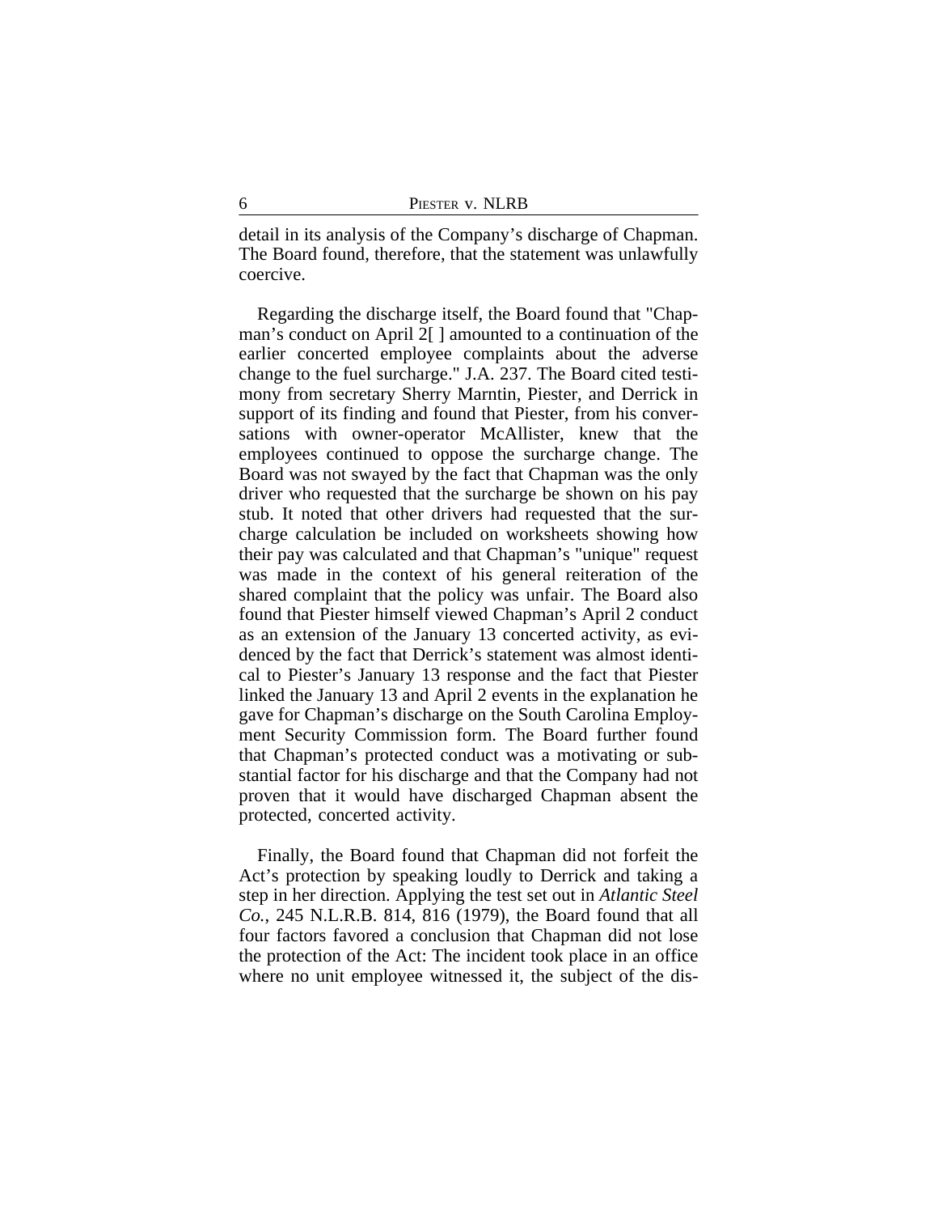detail in its analysis of the Company's discharge of Chapman. The Board found, therefore, that the statement was unlawfully coercive.

Regarding the discharge itself, the Board found that "Chapman's conduct on April 2[ ] amounted to a continuation of the earlier concerted employee complaints about the adverse change to the fuel surcharge." J.A. 237. The Board cited testimony from secretary Sherry Marntin, Piester, and Derrick in support of its finding and found that Piester, from his conversations with owner-operator McAllister, knew that the employees continued to oppose the surcharge change. The Board was not swayed by the fact that Chapman was the only driver who requested that the surcharge be shown on his pay stub. It noted that other drivers had requested that the surcharge calculation be included on worksheets showing how their pay was calculated and that Chapman's "unique" request was made in the context of his general reiteration of the shared complaint that the policy was unfair. The Board also found that Piester himself viewed Chapman's April 2 conduct as an extension of the January 13 concerted activity, as evidenced by the fact that Derrick's statement was almost identical to Piester's January 13 response and the fact that Piester linked the January 13 and April 2 events in the explanation he gave for Chapman's discharge on the South Carolina Employment Security Commission form. The Board further found that Chapman's protected conduct was a motivating or substantial factor for his discharge and that the Company had not proven that it would have discharged Chapman absent the protected, concerted activity.

Finally, the Board found that Chapman did not forfeit the Act's protection by speaking loudly to Derrick and taking a step in her direction. Applying the test set out in *Atlantic Steel Co.*, 245 N.L.R.B. 814, 816 (1979), the Board found that all four factors favored a conclusion that Chapman did not lose the protection of the Act: The incident took place in an office where no unit employee witnessed it, the subject of the dis-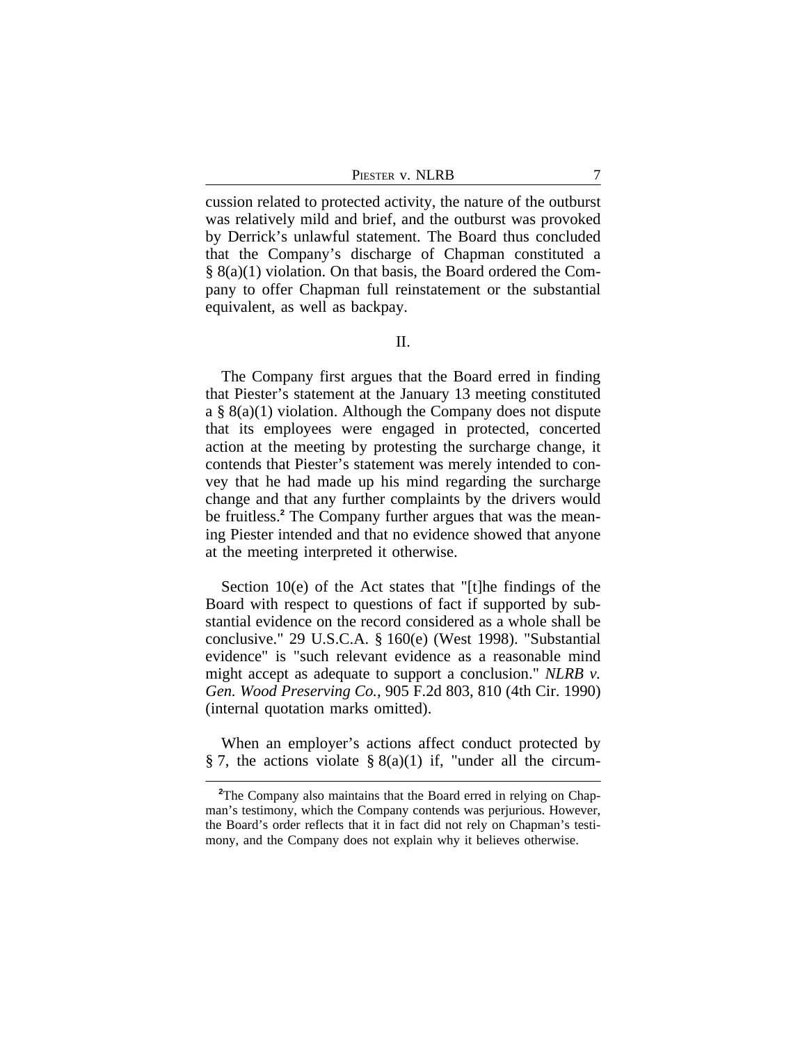cussion related to protected activity, the nature of the outburst was relatively mild and brief, and the outburst was provoked by Derrick's unlawful statement. The Board thus concluded that the Company's discharge of Chapman constituted a § 8(a)(1) violation. On that basis, the Board ordered the Company to offer Chapman full reinstatement or the substantial equivalent, as well as backpay.

## II.

The Company first argues that the Board erred in finding that Piester's statement at the January 13 meeting constituted a § 8(a)(1) violation. Although the Company does not dispute that its employees were engaged in protected, concerted action at the meeting by protesting the surcharge change, it contends that Piester's statement was merely intended to convey that he had made up his mind regarding the surcharge change and that any further complaints by the drivers would be fruitless.[2] The Company further argues that was the meaning Piester intended and that no evidence showed that anyone at the meeting interpreted it otherwise.

Section 10(e) of the Act states that "[t]he findings of the Board with respect to questions of fact if supported by substantial evidence on the record considered as a whole shall be conclusive." 29 U.S.C.A. § 160(e) (West 1998). "Substantial evidence" is "such relevant evidence as a reasonable mind might accept as adequate to support a conclusion." *NLRB v. Gen. Wood Preserving Co.*, 905 F.2d 803, 810 (4th Cir. 1990) (internal quotation marks omitted).

When an employer's actions affect conduct protected by § 7, the actions violate § 8(a)(1) if, "under all the circum-

[2]The Company also maintains that the Board erred in relying on Chapman's testimony, which the Company contends was perjurious. However, the Board's order reflects that it in fact did not rely on Chapman's testimony, and the Company does not explain why it believes otherwise.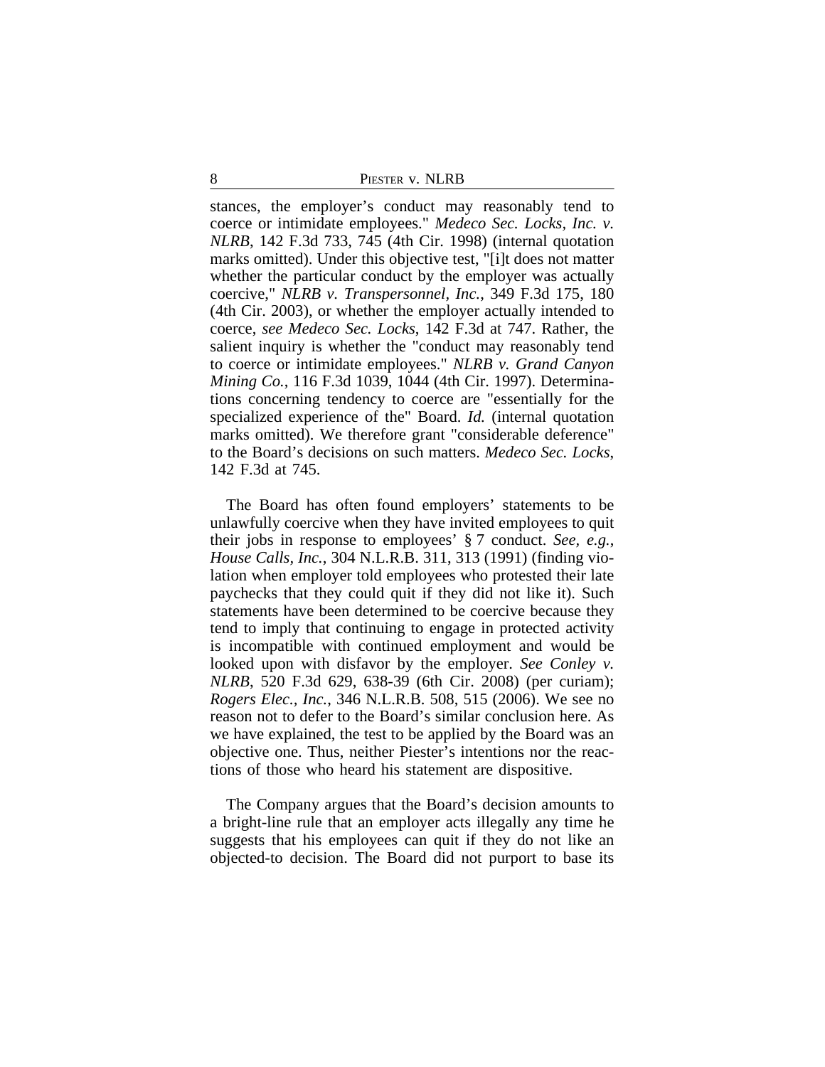stances, the employer's conduct may reasonably tend to coerce or intimidate employees." *Medeco Sec. Locks, Inc. v. NLRB*, 142 F.3d 733, 745 (4th Cir. 1998) (internal quotation marks omitted). Under this objective test, "[i]t does not matter whether the particular conduct by the employer was actually coercive," *NLRB v. Transpersonnel, Inc.*, 349 F.3d 175, 180 (4th Cir. 2003), or whether the employer actually intended to coerce, *see Medeco Sec. Locks*, 142 F.3d at 747. Rather, the salient inquiry is whether the "conduct may reasonably tend to coerce or intimidate employees." *NLRB v. Grand Canyon Mining Co.*, 116 F.3d 1039, 1044 (4th Cir. 1997). Determinations concerning tendency to coerce are "essentially for the specialized experience of the" Board. *Id.* (internal quotation marks omitted). We therefore grant "considerable deference" to the Board's decisions on such matters. *Medeco Sec. Locks*, 142 F.3d at 745.

The Board has often found employers' statements to be unlawfully coercive when they have invited employees to quit their jobs in response to employees' § 7 conduct. *See, e.g.*, *House Calls, Inc.*, 304 N.L.R.B. 311, 313 (1991) (finding violation when employer told employees who protested their late paychecks that they could quit if they did not like it). Such statements have been determined to be coercive because they tend to imply that continuing to engage in protected activity is incompatible with continued employment and would be looked upon with disfavor by the employer. *See Conley v. NLRB*, 520 F.3d 629, 638-39 (6th Cir. 2008) (per curiam); *Rogers Elec., Inc.*, 346 N.L.R.B. 508, 515 (2006). We see no reason not to defer to the Board's similar conclusion here. As we have explained, the test to be applied by the Board was an objective one. Thus, neither Piester's intentions nor the reactions of those who heard his statement are dispositive.

The Company argues that the Board's decision amounts to a bright-line rule that an employer acts illegally any time he suggests that his employees can quit if they do not like an objected-to decision. The Board did not purport to base its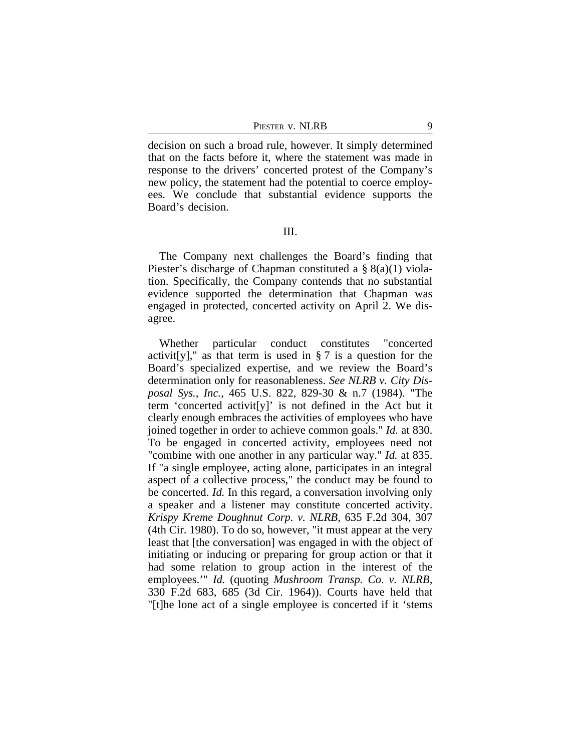decision on such a broad rule, however. It simply determined that on the facts before it, where the statement was made in response to the drivers' concerted protest of the Company's new policy, the statement had the potential to coerce employees. We conclude that substantial evidence supports the Board's decision.

## III.

The Company next challenges the Board's finding that Piester's discharge of Chapman constituted a § 8(a)(1) violation. Specifically, the Company contends that no substantial evidence supported the determination that Chapman was engaged in protected, concerted activity on April 2. We disagree.

Whether particular conduct constitutes "concerted activit[y]," as that term is used in § 7 is a question for the Board's specialized expertise, and we review the Board's determination only for reasonableness. *See NLRB v. City Disposal Sys., Inc.*, 465 U.S. 822, 829-30 & n.7 (1984). "The term 'concerted activit[y]' is not defined in the Act but it clearly enough embraces the activities of employees who have joined together in order to achieve common goals." *Id.* at 830. To be engaged in concerted activity, employees need not "combine with one another in any particular way." *Id.* at 835. If "a single employee, acting alone, participates in an integral aspect of a collective process," the conduct may be found to be concerted. *Id.* In this regard, a conversation involving only a speaker and a listener may constitute concerted activity. *Krispy Kreme Doughnut Corp. v. NLRB*, 635 F.2d 304, 307 (4th Cir. 1980). To do so, however, "it must appear at the very least that [the conversation] was engaged in with the object of initiating or inducing or preparing for group action or that it had some relation to group action in the interest of the employees.'" *Id.* (quoting *Mushroom Transp. Co. v. NLRB*, 330 F.2d 683, 685 (3d Cir. 1964)). Courts have held that "[t]he lone act of a single employee is concerted if it 'stems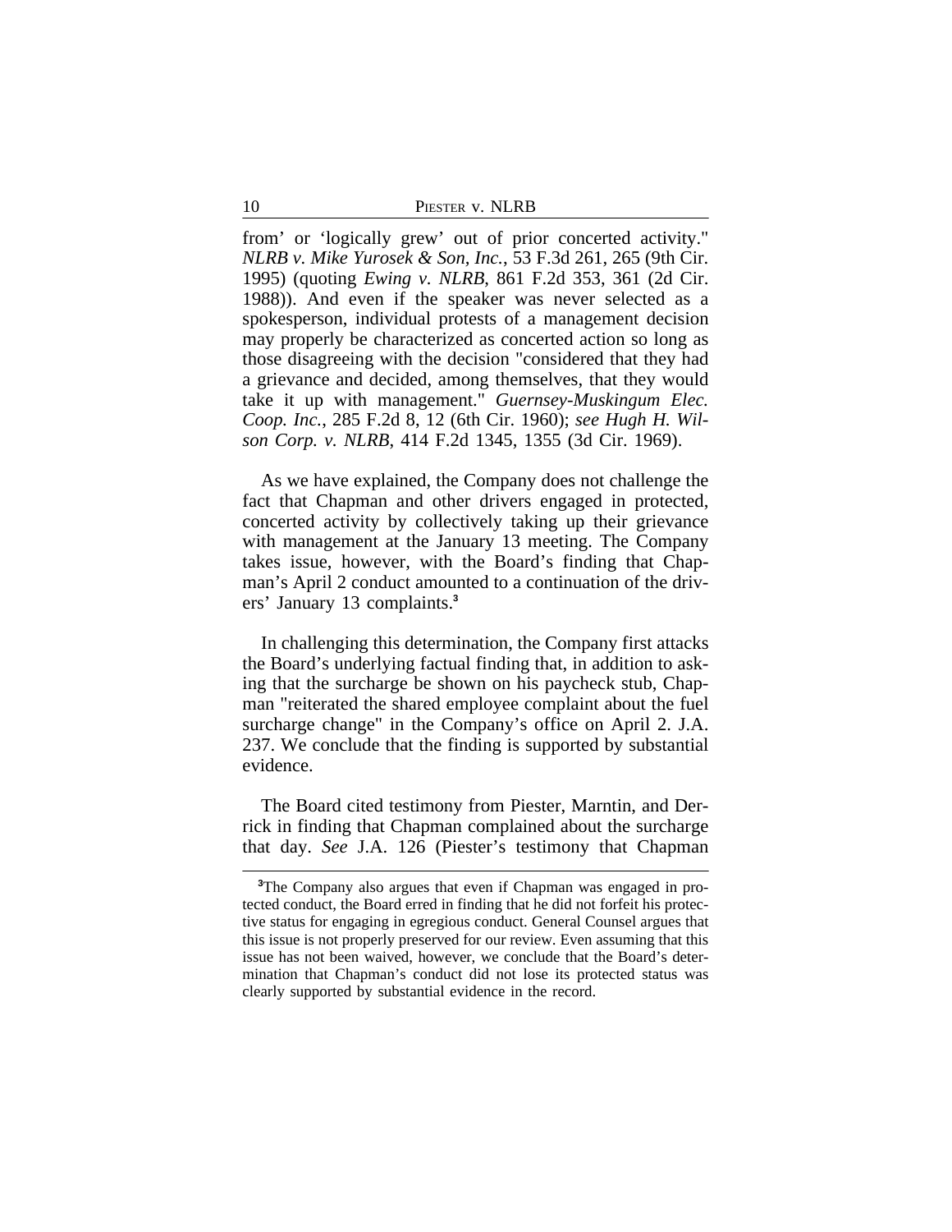from' or 'logically grew' out of prior concerted activity." *NLRB v. Mike Yurosek & Son, Inc.*, 53 F.3d 261, 265 (9th Cir. 1995) (quoting *Ewing v. NLRB*, 861 F.2d 353, 361 (2d Cir. 1988)). And even if the speaker was never selected as a spokesperson, individual protests of a management decision may properly be characterized as concerted action so long as those disagreeing with the decision "considered that they had a grievance and decided, among themselves, that they would take it up with management." *Guernsey-Muskingum Elec. Coop. Inc.*, 285 F.2d 8, 12 (6th Cir. 1960); *see Hugh H. Wilson Corp. v. NLRB*, 414 F.2d 1345, 1355 (3d Cir. 1969).

As we have explained, the Company does not challenge the fact that Chapman and other drivers engaged in protected, concerted activity by collectively taking up their grievance with management at the January 13 meeting. The Company takes issue, however, with the Board's finding that Chapman's April 2 conduct amounted to a continuation of the drivers' January 13 complaints.[3]

In challenging this determination, the Company first attacks the Board's underlying factual finding that, in addition to asking that the surcharge be shown on his paycheck stub, Chapman "reiterated the shared employee complaint about the fuel surcharge change" in the Company's office on April 2. J.A. 237. We conclude that the finding is supported by substantial evidence.

The Board cited testimony from Piester, Marntin, and Derrick in finding that Chapman complained about the surcharge that day. *See* J.A. 126 (Piester's testimony that Chapman

[3]The Company also argues that even if Chapman was engaged in protected conduct, the Board erred in finding that he did not forfeit his protective status for engaging in egregious conduct. General Counsel argues that this issue is not properly preserved for our review. Even assuming that this issue has not been waived, however, we conclude that the Board's determination that Chapman's conduct did not lose its protected status was clearly supported by substantial evidence in the record.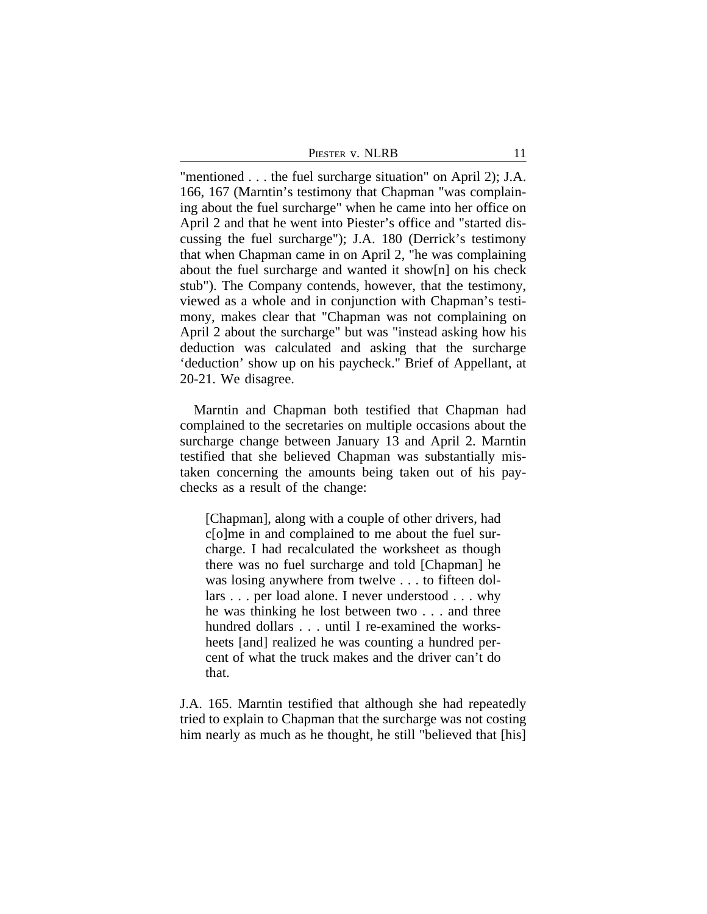"mentioned . . . the fuel surcharge situation" on April 2); J.A. 166, 167 (Marntin's testimony that Chapman "was complaining about the fuel surcharge" when he came into her office on April 2 and that he went into Piester's office and "started discussing the fuel surcharge"); J.A. 180 (Derrick's testimony that when Chapman came in on April 2, "he was complaining about the fuel surcharge and wanted it show[n] on his check stub"). The Company contends, however, that the testimony, viewed as a whole and in conjunction with Chapman's testimony, makes clear that "Chapman was not complaining on April 2 about the surcharge" but was "instead asking how his deduction was calculated and asking that the surcharge 'deduction' show up on his paycheck." Brief of Appellant, at 20-21. We disagree.

Marntin and Chapman both testified that Chapman had complained to the secretaries on multiple occasions about the surcharge change between January 13 and April 2. Marntin testified that she believed Chapman was substantially mistaken concerning the amounts being taken out of his paychecks as a result of the change:

> [Chapman], along with a couple of other drivers, had c[o]me in and complained to me about the fuel surcharge. I had recalculated the worksheet as though there was no fuel surcharge and told [Chapman] he was losing anywhere from twelve . . . to fifteen dollars . . . per load alone. I never understood . . . why he was thinking he lost between two . . . and three hundred dollars . . . until I re-examined the worksheets [and] realized he was counting a hundred percent of what the truck makes and the driver can't do that.

J.A. 165. Marntin testified that although she had repeatedly tried to explain to Chapman that the surcharge was not costing him nearly as much as he thought, he still "believed that [his]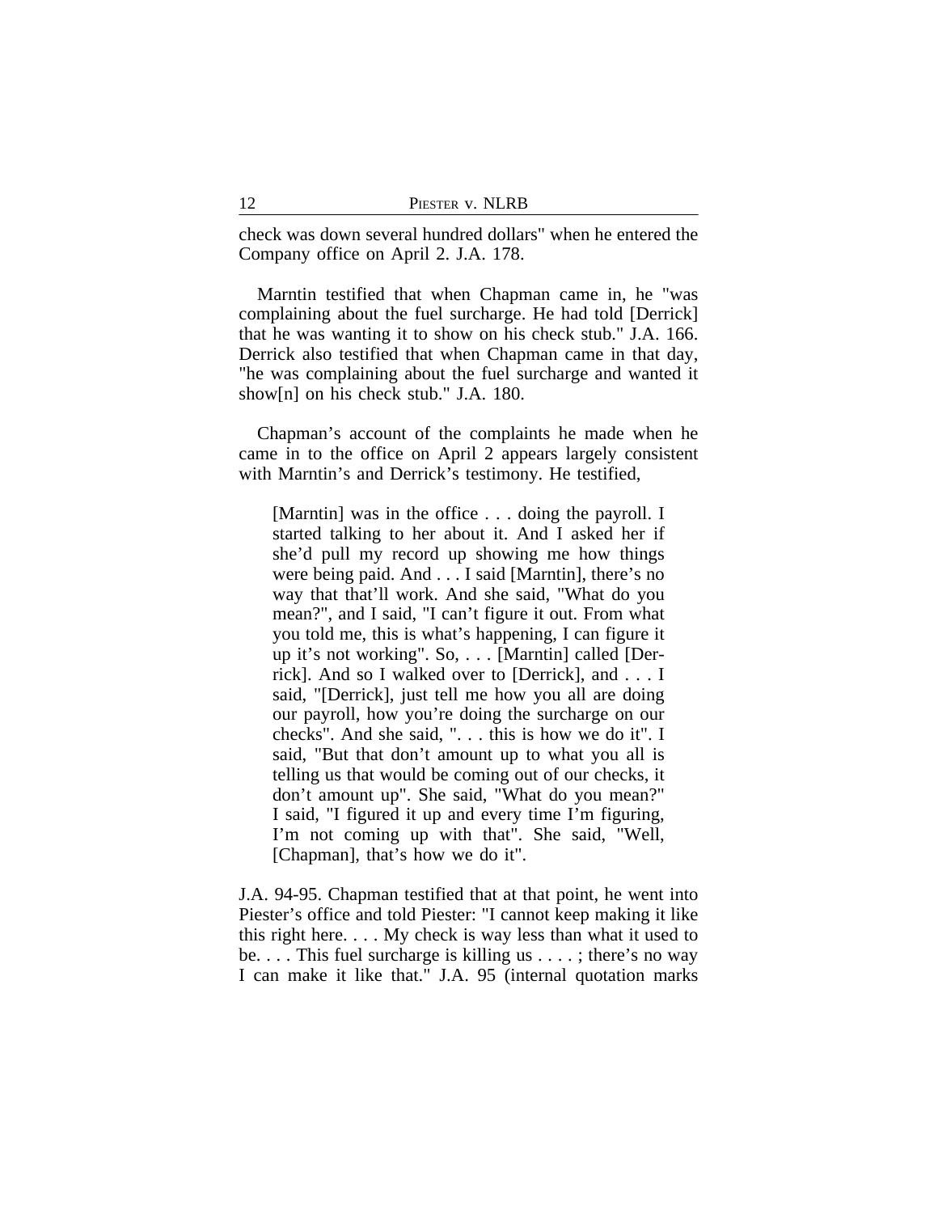check was down several hundred dollars" when he entered the Company office on April 2. J.A. 178.

Marntin testified that when Chapman came in, he "was complaining about the fuel surcharge. He had told [Derrick] that he was wanting it to show on his check stub." J.A. 166. Derrick also testified that when Chapman came in that day, "he was complaining about the fuel surcharge and wanted it show[n] on his check stub." J.A. 180.

Chapman's account of the complaints he made when he came in to the office on April 2 appears largely consistent with Marntin's and Derrick's testimony. He testified,

> [Marntin] was in the office . . . doing the payroll. I started talking to her about it. And I asked her if she'd pull my record up showing me how things were being paid. And . . . I said [Marntin], there's no way that that'll work. And she said, "What do you mean?", and I said, "I can't figure it out. From what you told me, this is what's happening, I can figure it up it's not working". So, . . . [Marntin] called [Derrick]. And so I walked over to [Derrick], and . . . I said, "[Derrick], just tell me how you all are doing our payroll, how you're doing the surcharge on our checks". And she said, ". . . this is how we do it". I said, "But that don't amount up to what you all is telling us that would be coming out of our checks, it don't amount up". She said, "What do you mean?" I said, "I figured it up and every time I'm figuring, I'm not coming up with that". She said, "Well, [Chapman], that's how we do it".

J.A. 94-95. Chapman testified that at that point, he went into Piester's office and told Piester: "I cannot keep making it like this right here. . . . My check is way less than what it used to be. . . . This fuel surcharge is killing us . . . . ; there's no way I can make it like that." J.A. 95 (internal quotation marks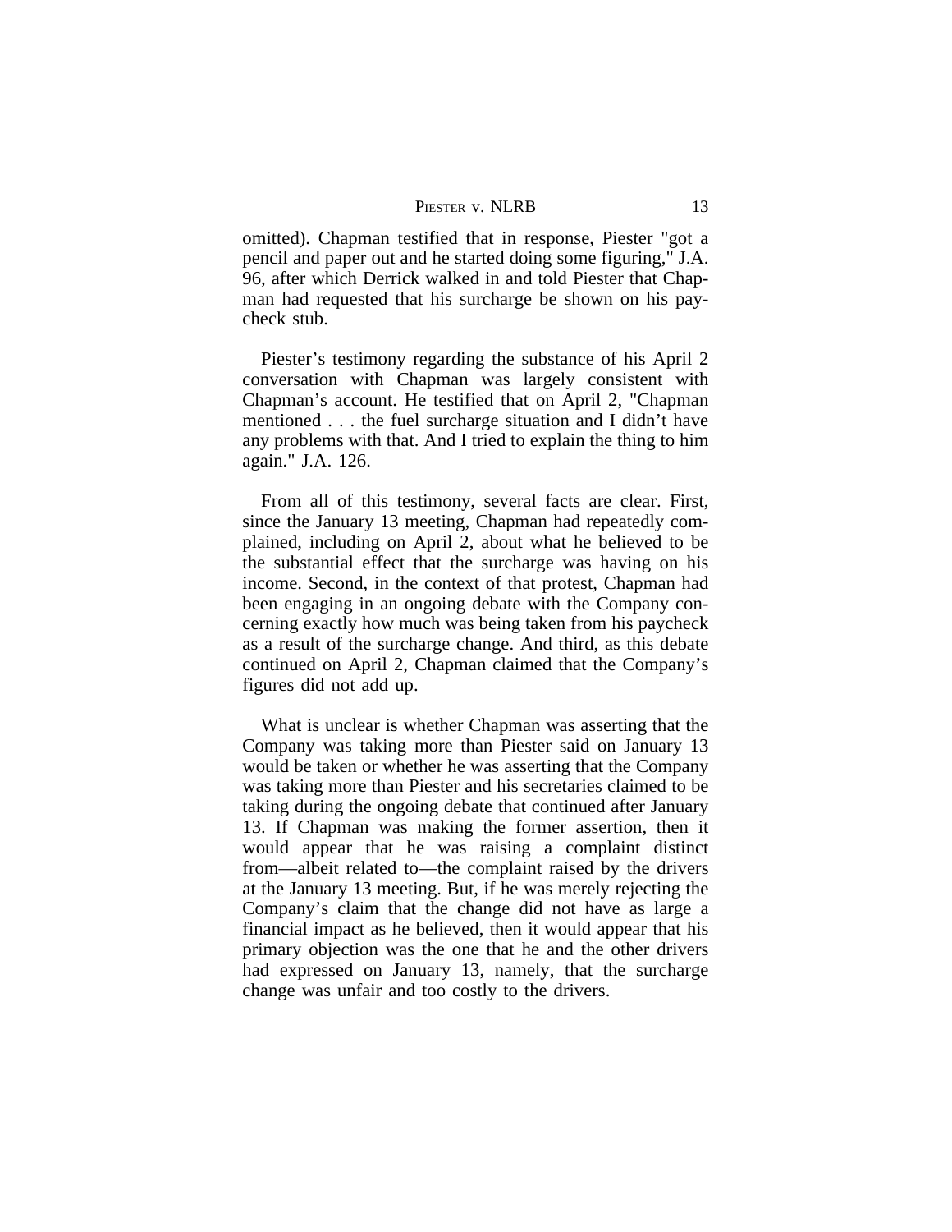omitted). Chapman testified that in response, Piester "got a pencil and paper out and he started doing some figuring," J.A. 96, after which Derrick walked in and told Piester that Chapman had requested that his surcharge be shown on his paycheck stub.

Piester's testimony regarding the substance of his April 2 conversation with Chapman was largely consistent with Chapman's account. He testified that on April 2, "Chapman mentioned . . . the fuel surcharge situation and I didn't have any problems with that. And I tried to explain the thing to him again." J.A. 126.

From all of this testimony, several facts are clear. First, since the January 13 meeting, Chapman had repeatedly complained, including on April 2, about what he believed to be the substantial effect that the surcharge was having on his income. Second, in the context of that protest, Chapman had been engaging in an ongoing debate with the Company concerning exactly how much was being taken from his paycheck as a result of the surcharge change. And third, as this debate continued on April 2, Chapman claimed that the Company's figures did not add up.

What is unclear is whether Chapman was asserting that the Company was taking more than Piester said on January 13 would be taken or whether he was asserting that the Company was taking more than Piester and his secretaries claimed to be taking during the ongoing debate that continued after January 13. If Chapman was making the former assertion, then it would appear that he was raising a complaint distinct from—albeit related to—the complaint raised by the drivers at the January 13 meeting. But, if he was merely rejecting the Company's claim that the change did not have as large a financial impact as he believed, then it would appear that his primary objection was the one that he and the other drivers had expressed on January 13, namely, that the surcharge change was unfair and too costly to the drivers.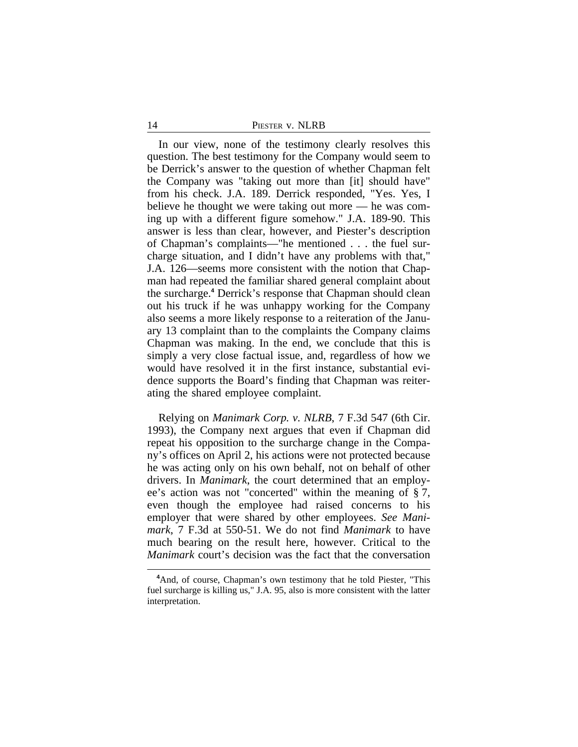In our view, none of the testimony clearly resolves this question. The best testimony for the Company would seem to be Derrick's answer to the question of whether Chapman felt the Company was "taking out more than [it] should have" from his check. J.A. 189. Derrick responded, "Yes. Yes, I believe he thought we were taking out more — he was coming up with a different figure somehow." J.A. 189-90. This answer is less than clear, however, and Piester's description of Chapman's complaints—"he mentioned . . . the fuel surcharge situation, and I didn't have any problems with that," J.A. 126—seems more consistent with the notion that Chapman had repeated the familiar shared general complaint about the surcharge.[4] Derrick's response that Chapman should clean out his truck if he was unhappy working for the Company also seems a more likely response to a reiteration of the January 13 complaint than to the complaints the Company claims Chapman was making. In the end, we conclude that this is simply a very close factual issue, and, regardless of how we would have resolved it in the first instance, substantial evidence supports the Board's finding that Chapman was reiterating the shared employee complaint.

Relying on *Manimark Corp. v. NLRB*, 7 F.3d 547 (6th Cir. 1993), the Company next argues that even if Chapman did repeat his opposition to the surcharge change in the Company's offices on April 2, his actions were not protected because he was acting only on his own behalf, not on behalf of other drivers. In *Manimark*, the court determined that an employee's action was not "concerted" within the meaning of § 7, even though the employee had raised concerns to his employer that were shared by other employees. *See Manimark*, 7 F.3d at 550-51. We do not find *Manimark* to have much bearing on the result here, however. Critical to the *Manimark* court's decision was the fact that the conversation

[4] And, of course, Chapman's own testimony that he told Piester, "This fuel surcharge is killing us," J.A. 95, also is more consistent with the latter interpretation.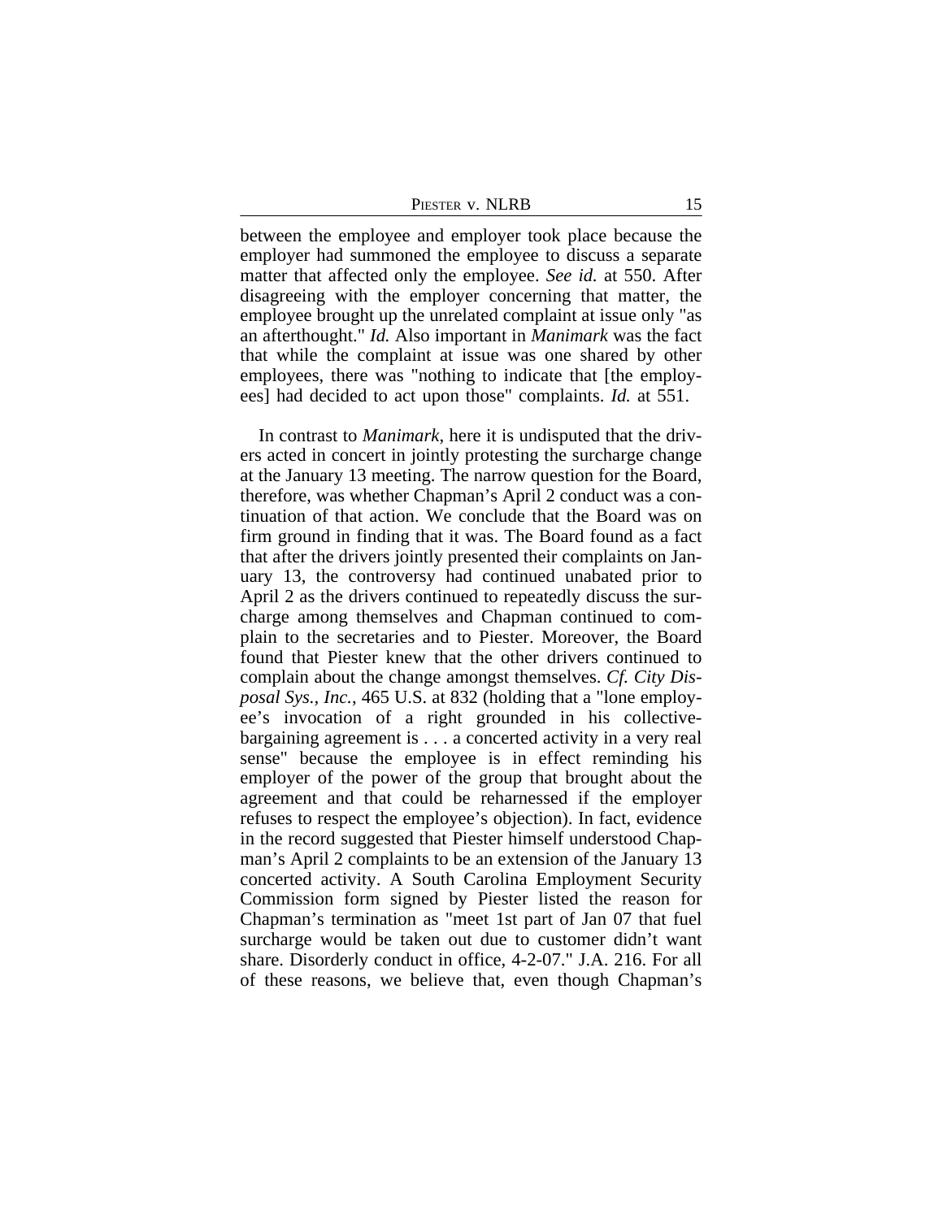between the employee and employer took place because the employer had summoned the employee to discuss a separate matter that affected only the employee. *See id.* at 550. After disagreeing with the employer concerning that matter, the employee brought up the unrelated complaint at issue only "as an afterthought." *Id.* Also important in *Manimark* was the fact that while the complaint at issue was one shared by other employees, there was "nothing to indicate that [the employees] had decided to act upon those" complaints. *Id.* at 551.

In contrast to *Manimark*, here it is undisputed that the drivers acted in concert in jointly protesting the surcharge change at the January 13 meeting. The narrow question for the Board, therefore, was whether Chapman's April 2 conduct was a continuation of that action. We conclude that the Board was on firm ground in finding that it was. The Board found as a fact that after the drivers jointly presented their complaints on January 13, the controversy had continued unabated prior to April 2 as the drivers continued to repeatedly discuss the surcharge among themselves and Chapman continued to complain to the secretaries and to Piester. Moreover, the Board found that Piester knew that the other drivers continued to complain about the change amongst themselves. *Cf. City Disposal Sys., Inc.*, 465 U.S. at 832 (holding that a "lone employee's invocation of a right grounded in his collective-bargaining agreement is . . . a concerted activity in a very real sense" because the employee is in effect reminding his employer of the power of the group that brought about the agreement and that could be reharnessed if the employer refuses to respect the employee's objection). In fact, evidence in the record suggested that Piester himself understood Chapman's April 2 complaints to be an extension of the January 13 concerted activity. A South Carolina Employment Security Commission form signed by Piester listed the reason for Chapman's termination as "meet 1st part of Jan 07 that fuel surcharge would be taken out due to customer didn't want share. Disorderly conduct in office, 4-2-07." J.A. 216. For all of these reasons, we believe that, even though Chapman's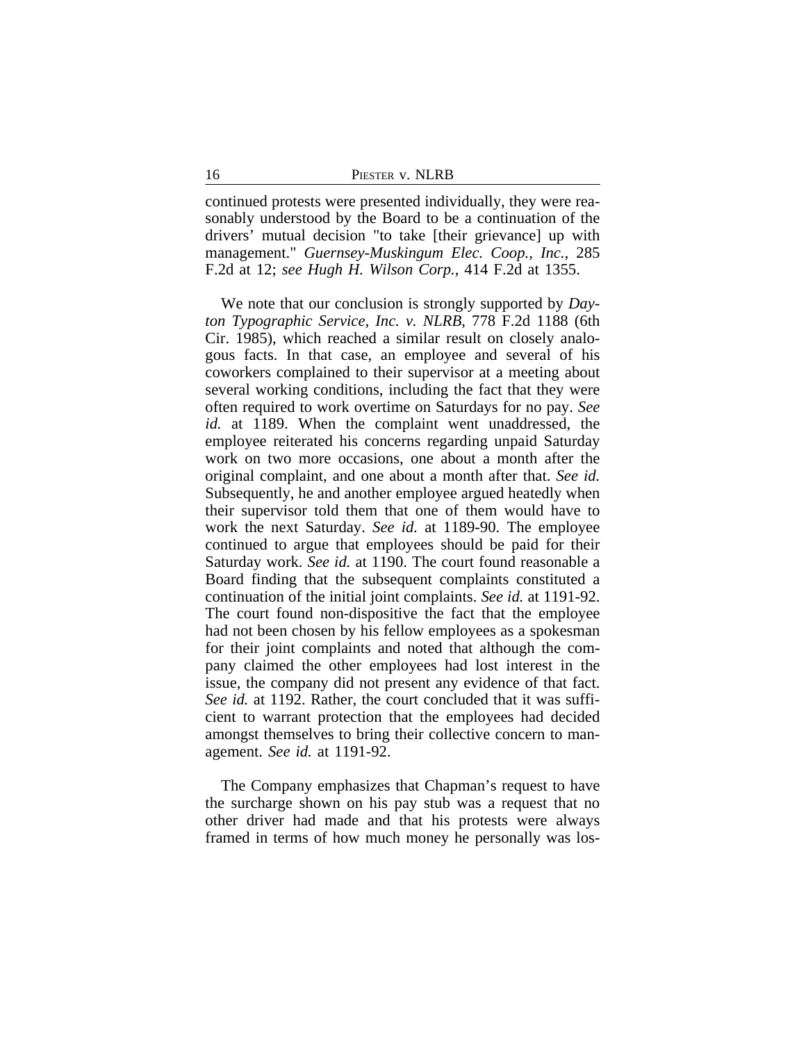continued protests were presented individually, they were reasonably understood by the Board to be a continuation of the drivers' mutual decision "to take [their grievance] up with management." *Guernsey-Muskingum Elec. Coop., Inc.*, 285 F.2d at 12; *see Hugh H. Wilson Corp.*, 414 F.2d at 1355.

We note that our conclusion is strongly supported by *Dayton Typographic Service, Inc. v. NLRB*, 778 F.2d 1188 (6th Cir. 1985), which reached a similar result on closely analogous facts. In that case, an employee and several of his coworkers complained to their supervisor at a meeting about several working conditions, including the fact that they were often required to work overtime on Saturdays for no pay. *See id.* at 1189. When the complaint went unaddressed, the employee reiterated his concerns regarding unpaid Saturday work on two more occasions, one about a month after the original complaint, and one about a month after that. *See id.* Subsequently, he and another employee argued heatedly when their supervisor told them that one of them would have to work the next Saturday. *See id.* at 1189-90. The employee continued to argue that employees should be paid for their Saturday work. *See id.* at 1190. The court found reasonable a Board finding that the subsequent complaints constituted a continuation of the initial joint complaints. *See id.* at 1191-92. The court found non-dispositive the fact that the employee had not been chosen by his fellow employees as a spokesman for their joint complaints and noted that although the company claimed the other employees had lost interest in the issue, the company did not present any evidence of that fact. *See id.* at 1192. Rather, the court concluded that it was sufficient to warrant protection that the employees had decided amongst themselves to bring their collective concern to management. *See id.* at 1191-92.

The Company emphasizes that Chapman's request to have the surcharge shown on his pay stub was a request that no other driver had made and that his protests were always framed in terms of how much money he personally was los-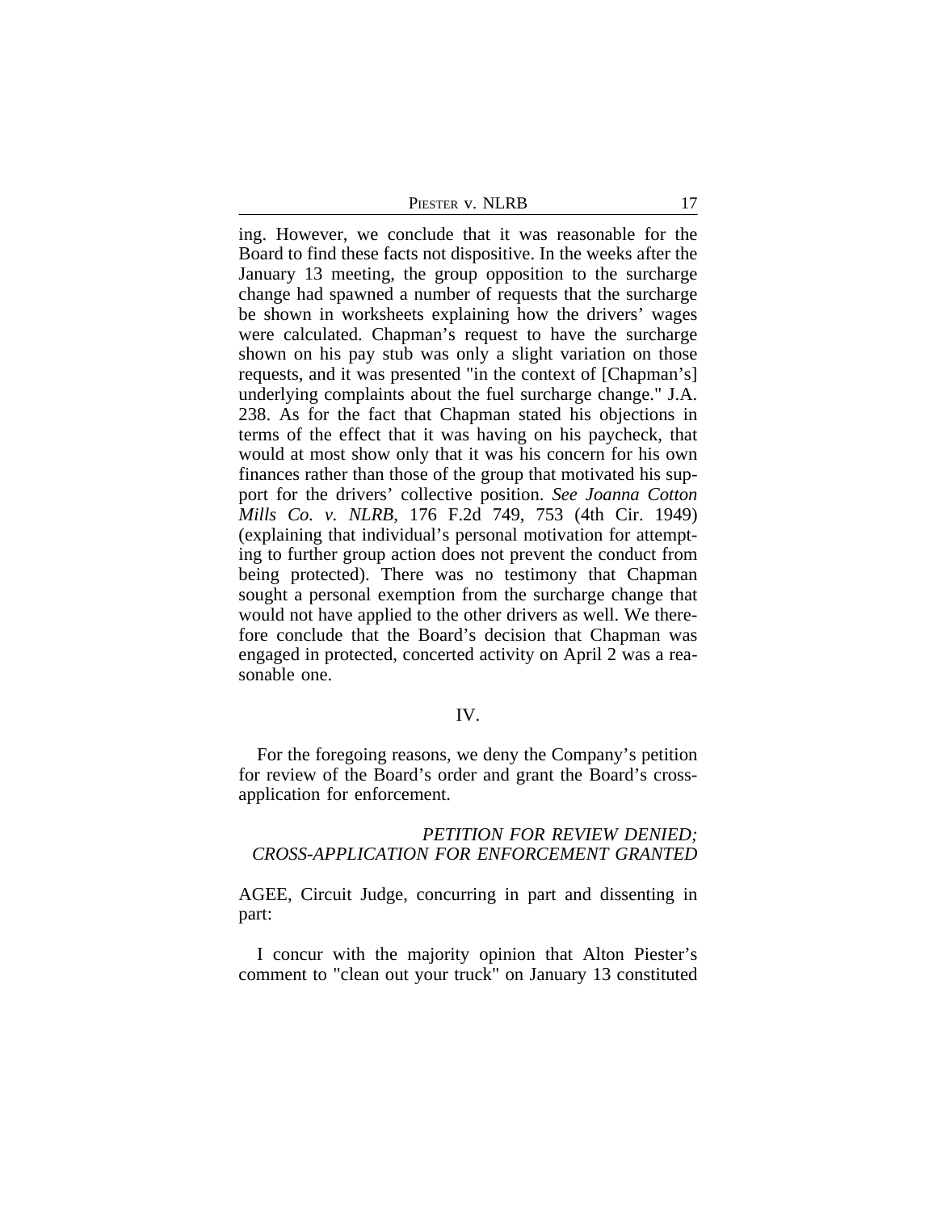ing. However, we conclude that it was reasonable for the Board to find these facts not dispositive. In the weeks after the January 13 meeting, the group opposition to the surcharge change had spawned a number of requests that the surcharge be shown in worksheets explaining how the drivers' wages were calculated. Chapman's request to have the surcharge shown on his pay stub was only a slight variation on those requests, and it was presented "in the context of [Chapman's] underlying complaints about the fuel surcharge change." J.A. 238. As for the fact that Chapman stated his objections in terms of the effect that it was having on his paycheck, that would at most show only that it was his concern for his own finances rather than those of the group that motivated his support for the drivers' collective position. *See Joanna Cotton Mills Co. v. NLRB*, 176 F.2d 749, 753 (4th Cir. 1949) (explaining that individual's personal motivation for attempting to further group action does not prevent the conduct from being protected). There was no testimony that Chapman sought a personal exemption from the surcharge change that would not have applied to the other drivers as well. We therefore conclude that the Board's decision that Chapman was engaged in protected, concerted activity on April 2 was a reasonable one.

## IV.

For the foregoing reasons, we deny the Company's petition for review of the Board's order and grant the Board's cross-application for enforcement.

*PETITION FOR REVIEW DENIED;*
*CROSS-APPLICATION FOR ENFORCEMENT GRANTED*

AGEE, Circuit Judge, concurring in part and dissenting in part:

I concur with the majority opinion that Alton Piester's comment to "clean out your truck" on January 13 constituted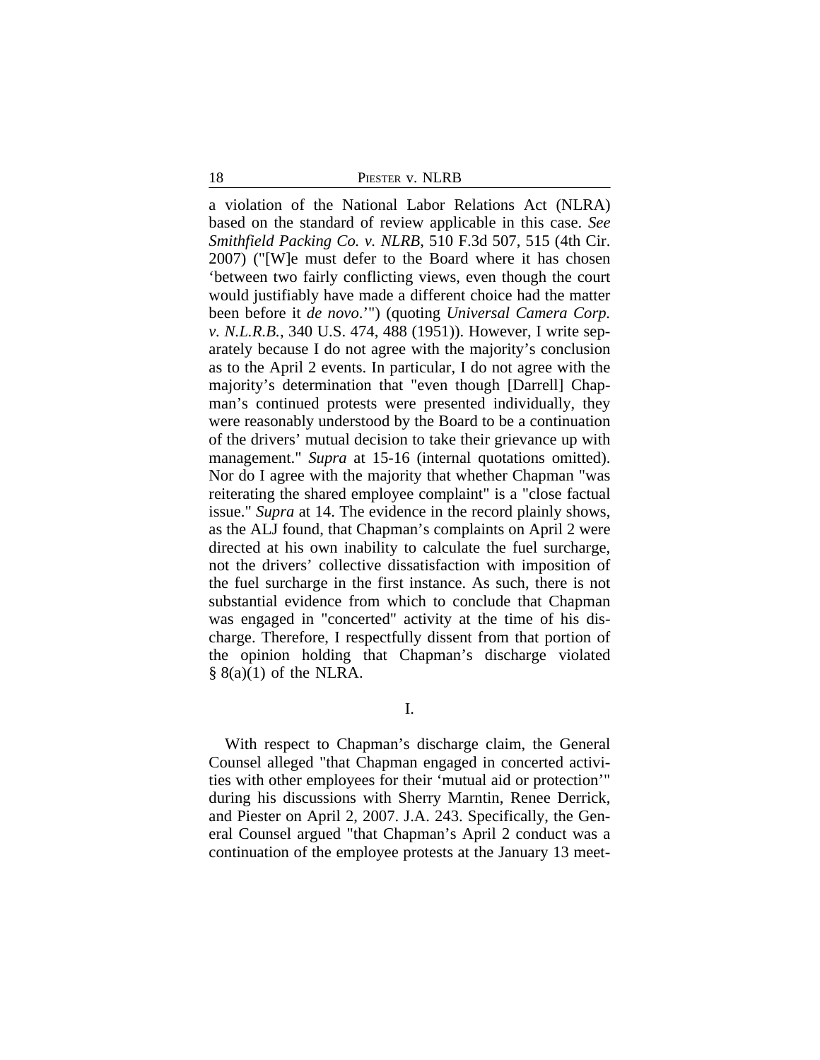a violation of the National Labor Relations Act (NLRA) based on the standard of review applicable in this case. *See Smithfield Packing Co. v. NLRB*, 510 F.3d 507, 515 (4th Cir. 2007) ("[W]e must defer to the Board where it has chosen 'between two fairly conflicting views, even though the court would justifiably have made a different choice had the matter been before it *de novo*.'") (quoting *Universal Camera Corp. v. N.L.R.B.*, 340 U.S. 474, 488 (1951)). However, I write separately because I do not agree with the majority's conclusion as to the April 2 events. In particular, I do not agree with the majority's determination that "even though [Darrell] Chapman's continued protests were presented individually, they were reasonably understood by the Board to be a continuation of the drivers' mutual decision to take their grievance up with management." *Supra* at 15-16 (internal quotations omitted). Nor do I agree with the majority that whether Chapman "was reiterating the shared employee complaint" is a "close factual issue." *Supra* at 14. The evidence in the record plainly shows, as the ALJ found, that Chapman's complaints on April 2 were directed at his own inability to calculate the fuel surcharge, not the drivers' collective dissatisfaction with imposition of the fuel surcharge in the first instance. As such, there is not substantial evidence from which to conclude that Chapman was engaged in "concerted" activity at the time of his discharge. Therefore, I respectfully dissent from that portion of the opinion holding that Chapman's discharge violated § 8(a)(1) of the NLRA.

## I.

With respect to Chapman's discharge claim, the General Counsel alleged "that Chapman engaged in concerted activities with other employees for their 'mutual aid or protection'" during his discussions with Sherry Marntin, Renee Derrick, and Piester on April 2, 2007. J.A. 243. Specifically, the General Counsel argued "that Chapman's April 2 conduct was a continuation of the employee protests at the January 13 meet-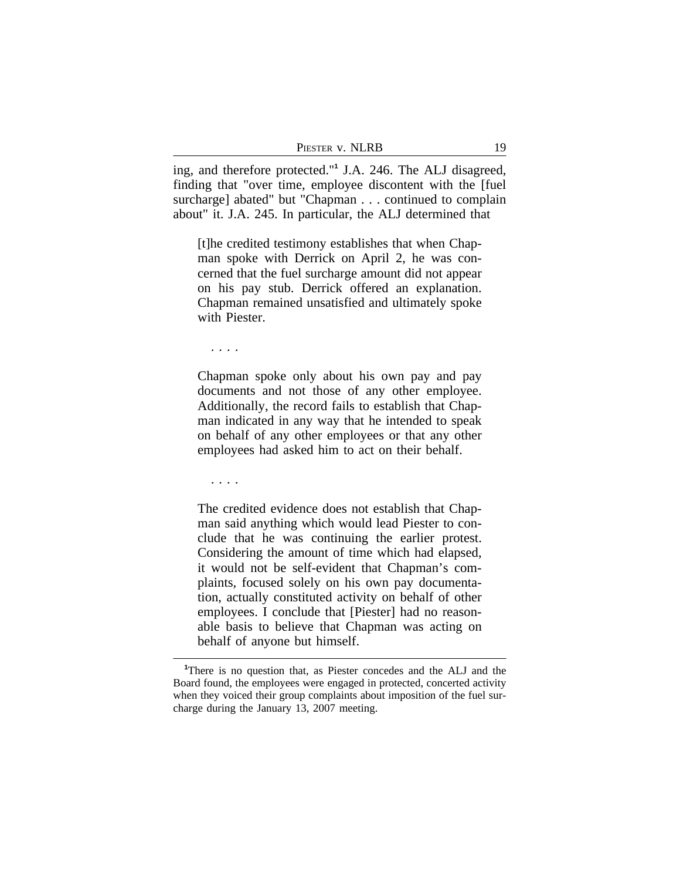ing, and therefore protected."[1] J.A. 246. The ALJ disagreed, finding that "over time, employee discontent with the [fuel surcharge] abated" but "Chapman . . . continued to complain about" it. J.A. 245. In particular, the ALJ determined that

> [t]he credited testimony establishes that when Chapman spoke with Derrick on April 2, he was concerned that the fuel surcharge amount did not appear on his pay stub. Derrick offered an explanation. Chapman remained unsatisfied and ultimately spoke with Piester.
>
> . . . .
>
> Chapman spoke only about his own pay and pay documents and not those of any other employee. Additionally, the record fails to establish that Chapman indicated in any way that he intended to speak on behalf of any other employees or that any other employees had asked him to act on their behalf.
>
> . . . .
>
> The credited evidence does not establish that Chapman said anything which would lead Piester to conclude that he was continuing the earlier protest. Considering the amount of time which had elapsed, it would not be self-evident that Chapman's complaints, focused solely on his own pay documentation, actually constituted activity on behalf of other employees. I conclude that [Piester] had no reasonable basis to believe that Chapman was acting on behalf of anyone but himself.

---

[1]There is no question that, as Piester concedes and the ALJ and the Board found, the employees were engaged in protected, concerted activity when they voiced their group complaints about imposition of the fuel surcharge during the January 13, 2007 meeting.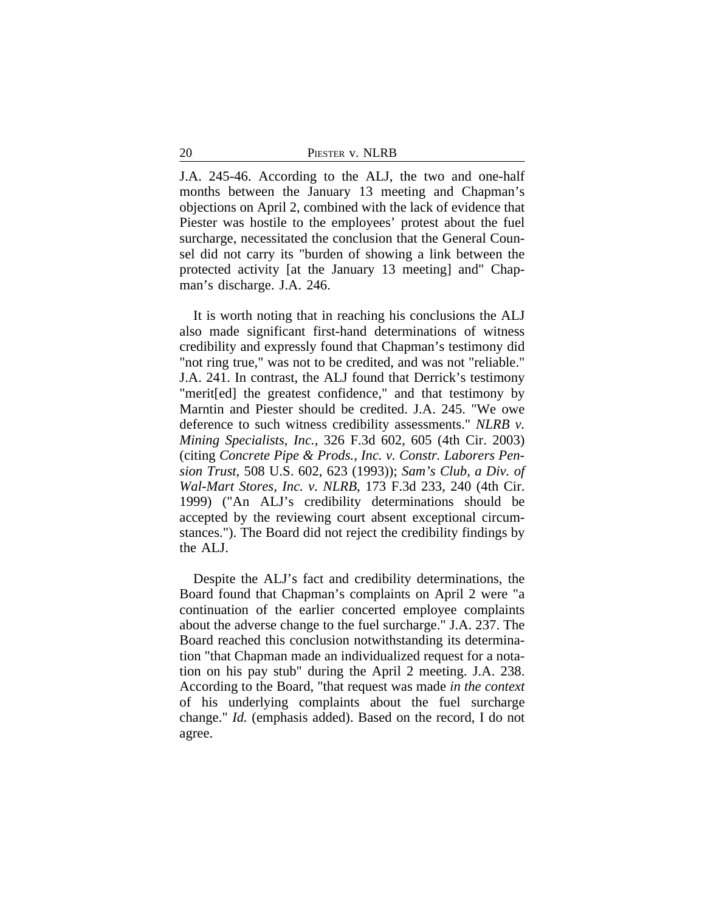J.A. 245-46. According to the ALJ, the two and one-half months between the January 13 meeting and Chapman's objections on April 2, combined with the lack of evidence that Piester was hostile to the employees' protest about the fuel surcharge, necessitated the conclusion that the General Counsel did not carry its "burden of showing a link between the protected activity [at the January 13 meeting] and" Chapman's discharge. J.A. 246.

It is worth noting that in reaching his conclusions the ALJ also made significant first-hand determinations of witness credibility and expressly found that Chapman's testimony did "not ring true," was not to be credited, and was not "reliable." J.A. 241. In contrast, the ALJ found that Derrick's testimony "merit[ed] the greatest confidence," and that testimony by Marntin and Piester should be credited. J.A. 245. "We owe deference to such witness credibility assessments." *NLRB v. Mining Specialists, Inc.*, 326 F.3d 602, 605 (4th Cir. 2003) (citing *Concrete Pipe & Prods., Inc. v. Constr. Laborers Pension Trust*, 508 U.S. 602, 623 (1993)); *Sam's Club, a Div. of Wal-Mart Stores, Inc. v. NLRB*, 173 F.3d 233, 240 (4th Cir. 1999) ("An ALJ's credibility determinations should be accepted by the reviewing court absent exceptional circumstances."). The Board did not reject the credibility findings by the ALJ.

Despite the ALJ's fact and credibility determinations, the Board found that Chapman's complaints on April 2 were "a continuation of the earlier concerted employee complaints about the adverse change to the fuel surcharge." J.A. 237. The Board reached this conclusion notwithstanding its determination "that Chapman made an individualized request for a notation on his pay stub" during the April 2 meeting. J.A. 238. According to the Board, "that request was made *in the context* of his underlying complaints about the fuel surcharge change." *Id.* (emphasis added). Based on the record, I do not agree.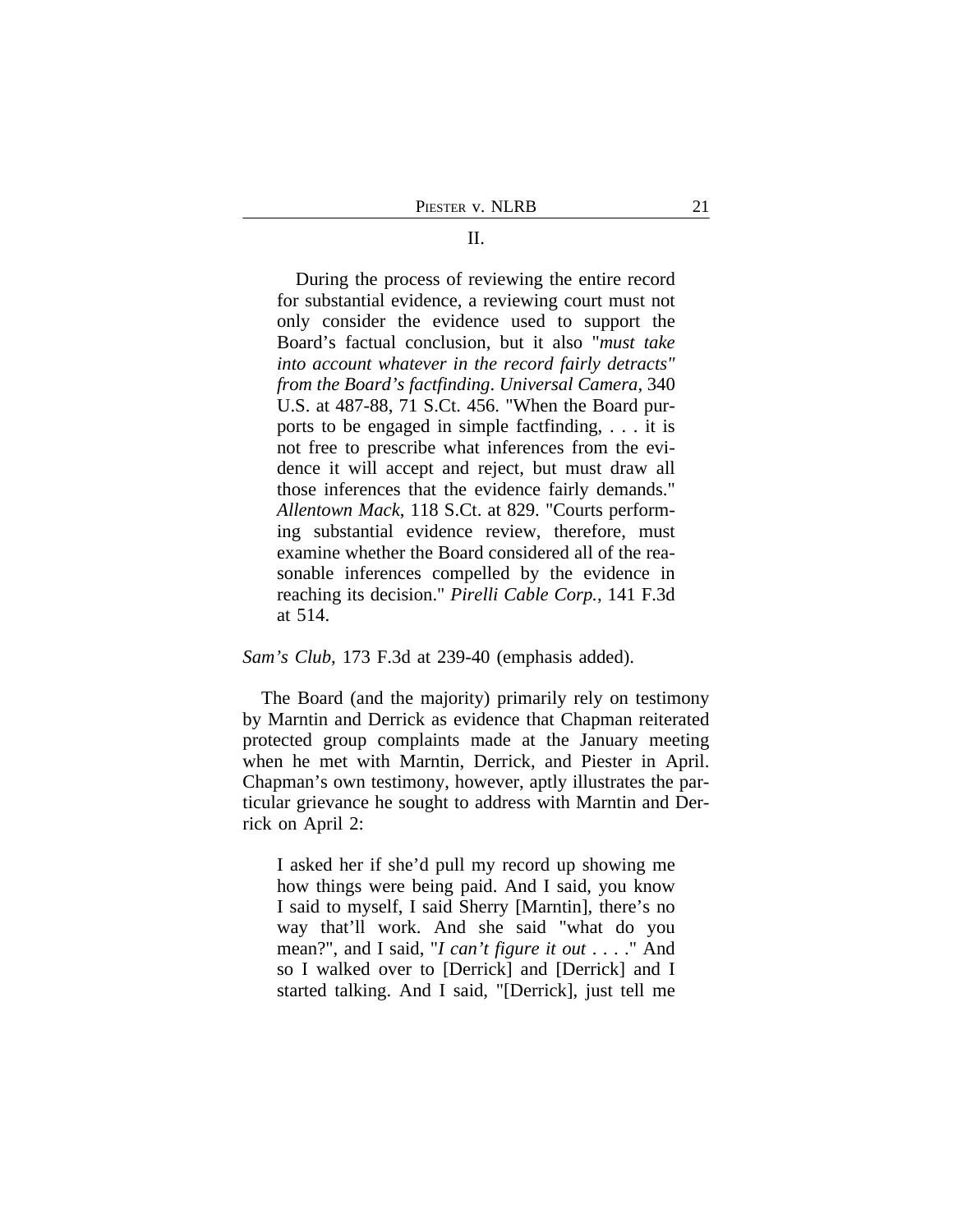II.

> During the process of reviewing the entire record for substantial evidence, a reviewing court must not only consider the evidence used to support the Board's factual conclusion, but it also "*must take into account whatever in the record fairly detracts" from the Board's factfinding*. *Universal Camera*, 340 U.S. at 487-88, 71 S.Ct. 456. "When the Board purports to be engaged in simple factfinding, . . . it is not free to prescribe what inferences from the evidence it will accept and reject, but must draw all those inferences that the evidence fairly demands." *Allentown Mack*, 118 S.Ct. at 829. "Courts performing substantial evidence review, therefore, must examine whether the Board considered all of the reasonable inferences compelled by the evidence in reaching its decision." *Pirelli Cable Corp.*, 141 F.3d at 514.

*Sam's Club*, 173 F.3d at 239-40 (emphasis added).

The Board (and the majority) primarily rely on testimony by Marntin and Derrick as evidence that Chapman reiterated protected group complaints made at the January meeting when he met with Marntin, Derrick, and Piester in April. Chapman's own testimony, however, aptly illustrates the particular grievance he sought to address with Marntin and Derrick on April 2:

> I asked her if she'd pull my record up showing me how things were being paid. And I said, you know I said to myself, I said Sherry [Marntin], there's no way that'll work. And she said "what do you mean?", and I said, "*I can't figure it out* . . . ." And so I walked over to [Derrick] and [Derrick] and I started talking. And I said, "[Derrick], just tell me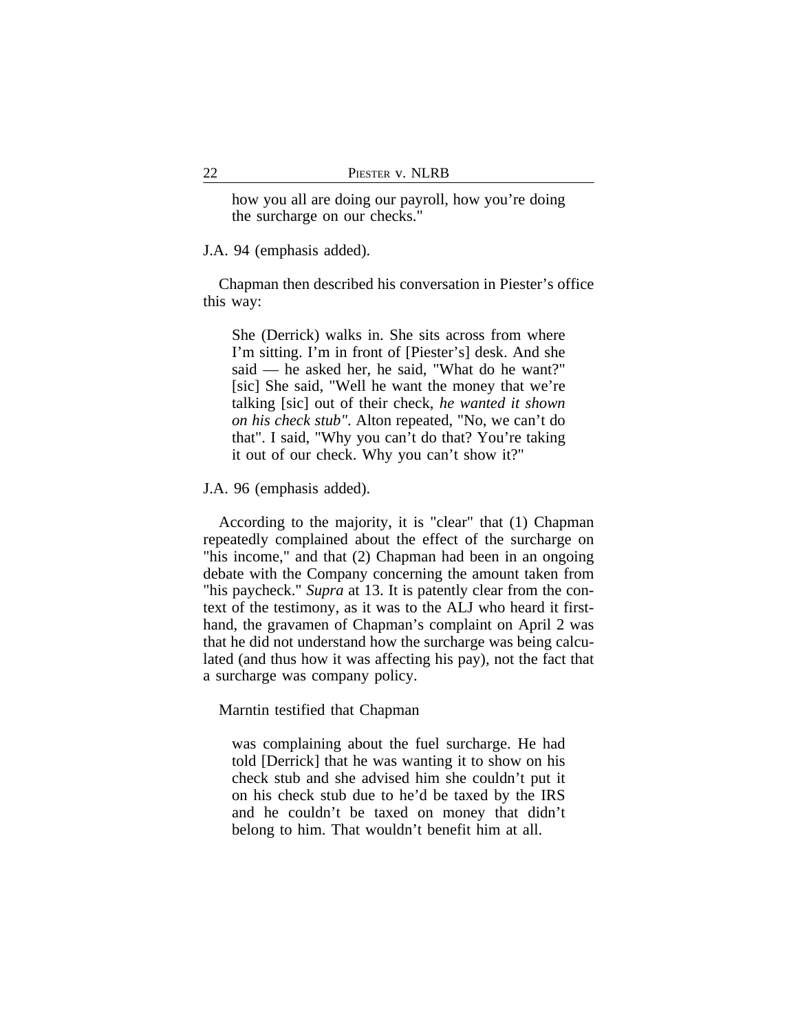how you all are doing our payroll, how you're doing the surcharge on our checks."

J.A. 94 (emphasis added).

Chapman then described his conversation in Piester's office this way:

> She (Derrick) walks in. She sits across from where I'm sitting. I'm in front of [Piester's] desk. And she said — he asked her, he said, "What do he want?" [sic] She said, "Well he want the money that we're talking [sic] out of their check, *he wanted it shown on his check stub"*. Alton repeated, "No, we can't do that". I said, "Why you can't do that? You're taking it out of our check. Why you can't show it?"

J.A. 96 (emphasis added).

According to the majority, it is "clear" that (1) Chapman repeatedly complained about the effect of the surcharge on "his income," and that (2) Chapman had been in an ongoing debate with the Company concerning the amount taken from "his paycheck." *Supra* at 13. It is patently clear from the context of the testimony, as it was to the ALJ who heard it first-hand, the gravamen of Chapman's complaint on April 2 was that he did not understand how the surcharge was being calculated (and thus how it was affecting his pay), not the fact that a surcharge was company policy.

Marntin testified that Chapman

> was complaining about the fuel surcharge. He had told [Derrick] that he was wanting it to show on his check stub and she advised him she couldn't put it on his check stub due to he'd be taxed by the IRS and he couldn't be taxed on money that didn't belong to him. That wouldn't benefit him at all.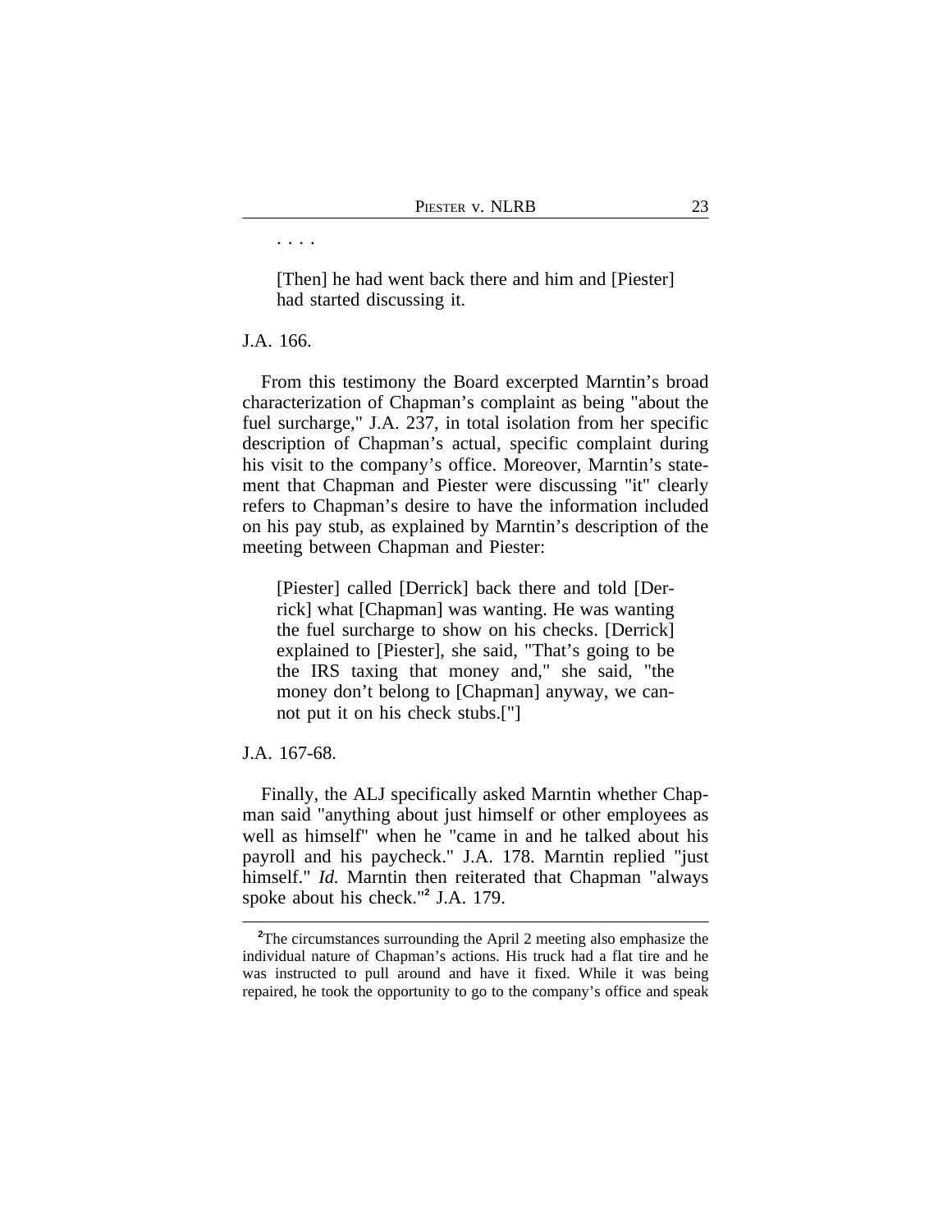. . . .

> [Then] he had went back there and him and [Piester] had started discussing it.

J.A. 166.

From this testimony the Board excerpted Marntin's broad characterization of Chapman's complaint as being "about the fuel surcharge," J.A. 237, in total isolation from her specific description of Chapman's actual, specific complaint during his visit to the company's office. Moreover, Marntin's statement that Chapman and Piester were discussing "it" clearly refers to Chapman's desire to have the information included on his pay stub, as explained by Marntin's description of the meeting between Chapman and Piester:

> [Piester] called [Derrick] back there and told [Derrick] what [Chapman] was wanting. He was wanting the fuel surcharge to show on his checks. [Derrick] explained to [Piester], she said, "That's going to be the IRS taxing that money and," she said, "the money don't belong to [Chapman] anyway, we cannot put it on his check stubs.["]

J.A. 167-68.

Finally, the ALJ specifically asked Marntin whether Chapman said "anything about just himself or other employees as well as himself" when he "came in and he talked about his payroll and his paycheck." J.A. 178. Marntin replied "just himself." *Id.* Marntin then reiterated that Chapman "always spoke about his check."[2] J.A. 179.

---

[2]The circumstances surrounding the April 2 meeting also emphasize the individual nature of Chapman's actions. His truck had a flat tire and he was instructed to pull around and have it fixed. While it was being repaired, he took the opportunity to go to the company's office and speak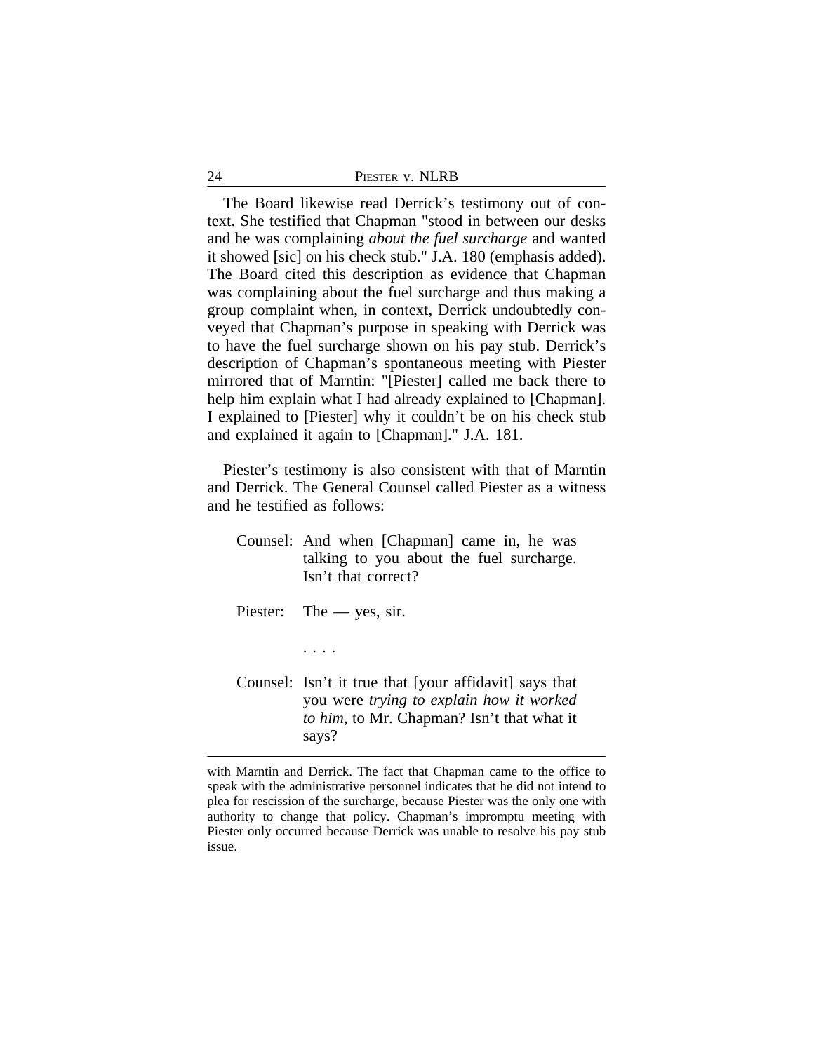The Board likewise read Derrick's testimony out of context. She testified that Chapman "stood in between our desks and he was complaining *about the fuel surcharge* and wanted it showed [sic] on his check stub." J.A. 180 (emphasis added). The Board cited this description as evidence that Chapman was complaining about the fuel surcharge and thus making a group complaint when, in context, Derrick undoubtedly conveyed that Chapman's purpose in speaking with Derrick was to have the fuel surcharge shown on his pay stub. Derrick's description of Chapman's spontaneous meeting with Piester mirrored that of Marntin: "[Piester] called me back there to help him explain what I had already explained to [Chapman]. I explained to [Piester] why it couldn't be on his check stub and explained it again to [Chapman]." J.A. 181.

Piester's testimony is also consistent with that of Marntin and Derrick. The General Counsel called Piester as a witness and he testified as follows:

> Counsel: And when [Chapman] came in, he was talking to you about the fuel surcharge. Isn't that correct?
>
> Piester: The — yes, sir.
>
> . . . .
>
> Counsel: Isn't it true that [your affidavit] says that you were *trying to explain how it worked to him*, to Mr. Chapman? Isn't that what it says?

---

with Marntin and Derrick. The fact that Chapman came to the office to speak with the administrative personnel indicates that he did not intend to plea for rescission of the surcharge, because Piester was the only one with authority to change that policy. Chapman's impromptu meeting with Piester only occurred because Derrick was unable to resolve his pay stub issue.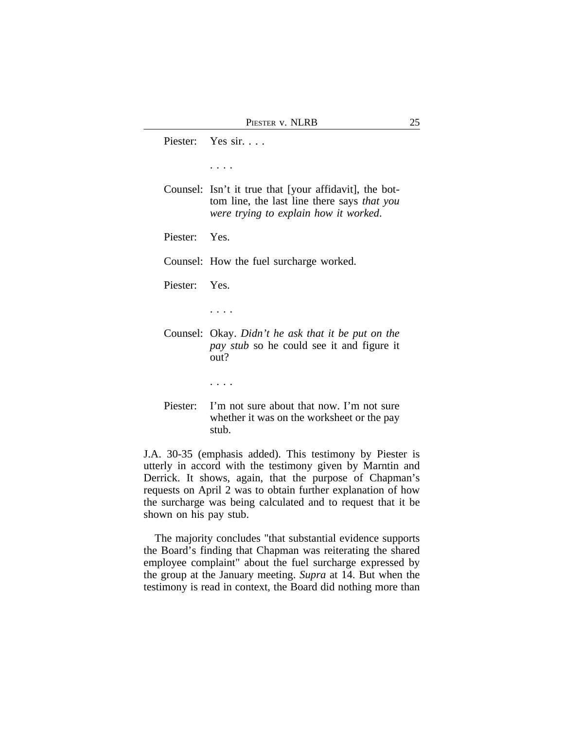Piester: Yes sir. . . .

. . . .

Counsel: Isn't it true that [your affidavit], the bottom line, the last line there says *that you were trying to explain how it worked*.

Piester: Yes.

Counsel: How the fuel surcharge worked.

Piester: Yes.

. . . .

Counsel: Okay. *Didn't he ask that it be put on the pay stub* so he could see it and figure it out?

. . . .

Piester: I'm not sure about that now. I'm not sure whether it was on the worksheet or the pay stub.

J.A. 30-35 (emphasis added). This testimony by Piester is utterly in accord with the testimony given by Marntin and Derrick. It shows, again, that the purpose of Chapman's requests on April 2 was to obtain further explanation of how the surcharge was being calculated and to request that it be shown on his pay stub.

The majority concludes "that substantial evidence supports the Board's finding that Chapman was reiterating the shared employee complaint" about the fuel surcharge expressed by the group at the January meeting. *Supra* at 14. But when the testimony is read in context, the Board did nothing more than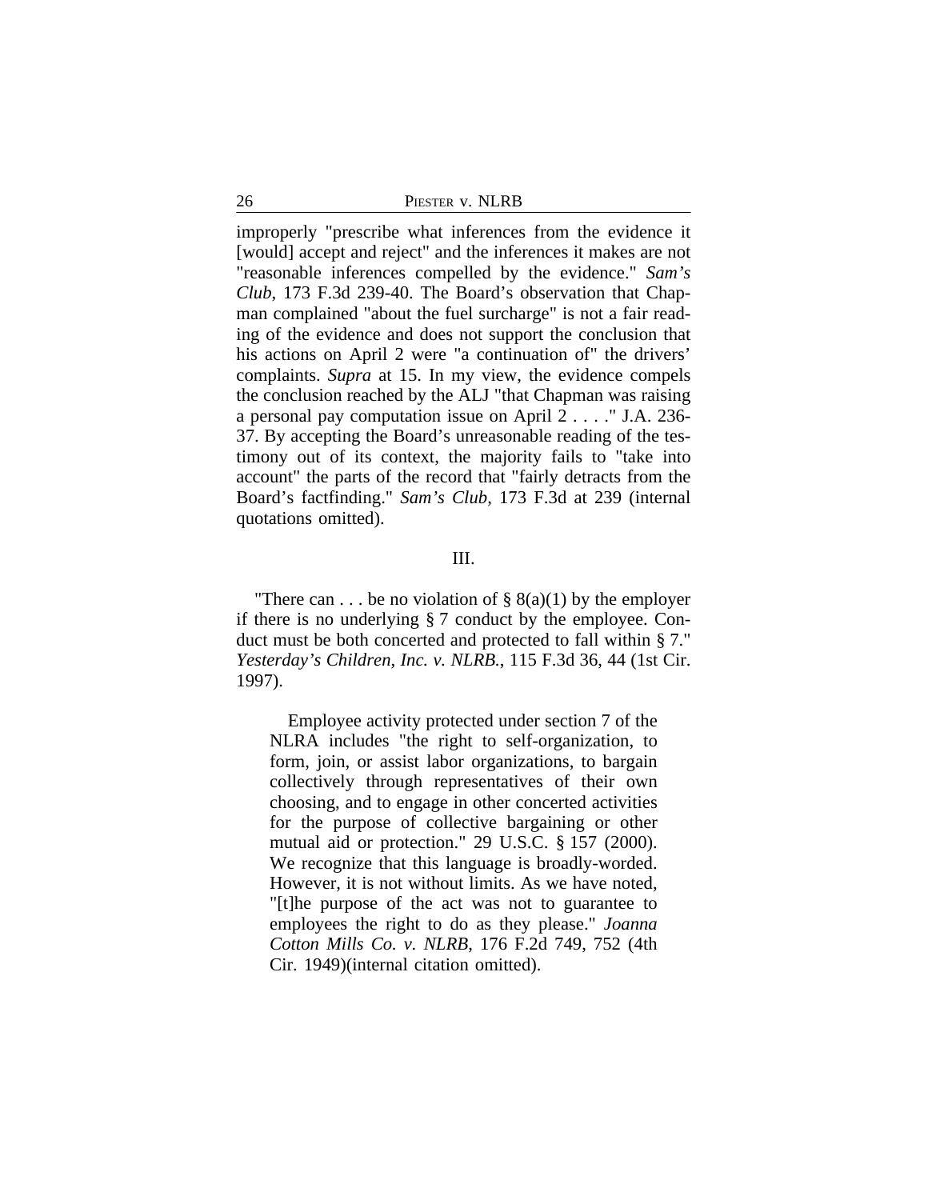improperly "prescribe what inferences from the evidence it [would] accept and reject" and the inferences it makes are not "reasonable inferences compelled by the evidence." *Sam's Club*, 173 F.3d 239-40. The Board's observation that Chapman complained "about the fuel surcharge" is not a fair reading of the evidence and does not support the conclusion that his actions on April 2 were "a continuation of" the drivers' complaints. *Supra* at 15. In my view, the evidence compels the conclusion reached by the ALJ "that Chapman was raising a personal pay computation issue on April 2 . . . ." J.A. 236-37. By accepting the Board's unreasonable reading of the testimony out of its context, the majority fails to "take into account" the parts of the record that "fairly detracts from the Board's factfinding." *Sam's Club*, 173 F.3d at 239 (internal quotations omitted).

## III.

"There can . . . be no violation of § 8(a)(1) by the employer if there is no underlying § 7 conduct by the employee. Conduct must be both concerted and protected to fall within § 7." *Yesterday's Children, Inc. v. NLRB.*, 115 F.3d 36, 44 (1st Cir. 1997).

> Employee activity protected under section 7 of the NLRA includes "the right to self-organization, to form, join, or assist labor organizations, to bargain collectively through representatives of their own choosing, and to engage in other concerted activities for the purpose of collective bargaining or other mutual aid or protection." 29 U.S.C. § 157 (2000). We recognize that this language is broadly-worded. However, it is not without limits. As we have noted, "[t]he purpose of the act was not to guarantee to employees the right to do as they please." *Joanna Cotton Mills Co. v. NLRB*, 176 F.2d 749, 752 (4th Cir. 1949)(internal citation omitted).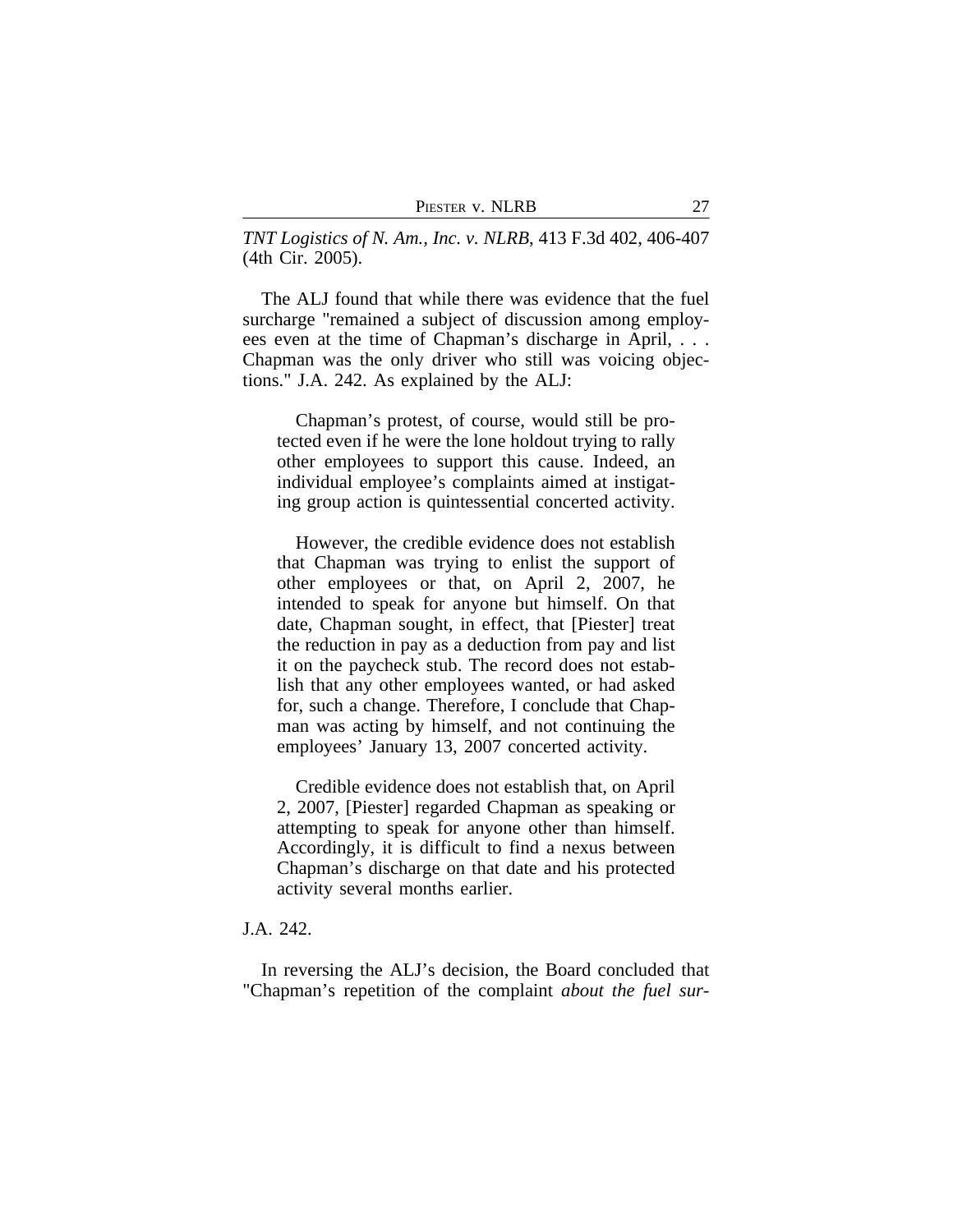*TNT Logistics of N. Am., Inc. v. NLRB*, 413 F.3d 402, 406-407 (4th Cir. 2005).

The ALJ found that while there was evidence that the fuel surcharge "remained a subject of discussion among employees even at the time of Chapman's discharge in April, . . . Chapman was the only driver who still was voicing objections." J.A. 242. As explained by the ALJ:

> Chapman's protest, of course, would still be protected even if he were the lone holdout trying to rally other employees to support this cause. Indeed, an individual employee's complaints aimed at instigating group action is quintessential concerted activity.
>
> However, the credible evidence does not establish that Chapman was trying to enlist the support of other employees or that, on April 2, 2007, he intended to speak for anyone but himself. On that date, Chapman sought, in effect, that [Piester] treat the reduction in pay as a deduction from pay and list it on the paycheck stub. The record does not establish that any other employees wanted, or had asked for, such a change. Therefore, I conclude that Chapman was acting by himself, and not continuing the employees' January 13, 2007 concerted activity.
>
> Credible evidence does not establish that, on April 2, 2007, [Piester] regarded Chapman as speaking or attempting to speak for anyone other than himself. Accordingly, it is difficult to find a nexus between Chapman's discharge on that date and his protected activity several months earlier.

J.A. 242.

In reversing the ALJ's decision, the Board concluded that "Chapman's repetition of the complaint *about the fuel sur-*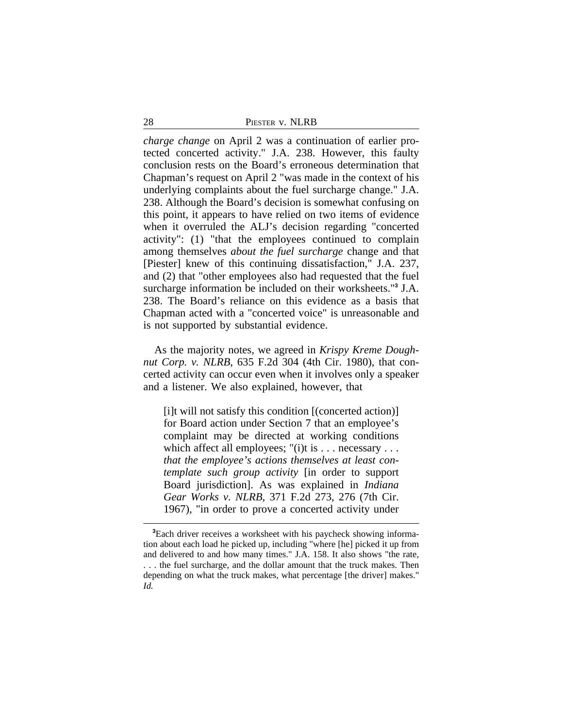*charge change* on April 2 was a continuation of earlier protected concerted activity." J.A. 238. However, this faulty conclusion rests on the Board's erroneous determination that Chapman's request on April 2 "was made in the context of his underlying complaints about the fuel surcharge change." J.A. 238. Although the Board's decision is somewhat confusing on this point, it appears to have relied on two items of evidence when it overruled the ALJ's decision regarding "concerted activity": (1) "that the employees continued to complain among themselves *about the fuel surcharge* change and that [Piester] knew of this continuing dissatisfaction," J.A. 237, and (2) that "other employees also had requested that the fuel surcharge information be included on their worksheets."[3] J.A. 238. The Board's reliance on this evidence as a basis that Chapman acted with a "concerted voice" is unreasonable and is not supported by substantial evidence.

As the majority notes, we agreed in *Krispy Kreme Doughnut Corp. v. NLRB*, 635 F.2d 304 (4th Cir. 1980), that concerted activity can occur even when it involves only a speaker and a listener. We also explained, however, that

> [i]t will not satisfy this condition [(concerted action)] for Board action under Section 7 that an employee's complaint may be directed at working conditions which affect all employees; "(i)t is . . . necessary . . . *that the employee's actions themselves at least contemplate such group activity* [in order to support Board jurisdiction]. As was explained in *Indiana Gear Works v. NLRB*, 371 F.2d 273, 276 (7th Cir. 1967), "in order to prove a concerted activity under

[3]Each driver receives a worksheet with his paycheck showing information about each load he picked up, including "where [he] picked it up from and delivered to and how many times." J.A. 158. It also shows "the rate, . . . the fuel surcharge, and the dollar amount that the truck makes. Then depending on what the truck makes, what percentage [the driver] makes." *Id.*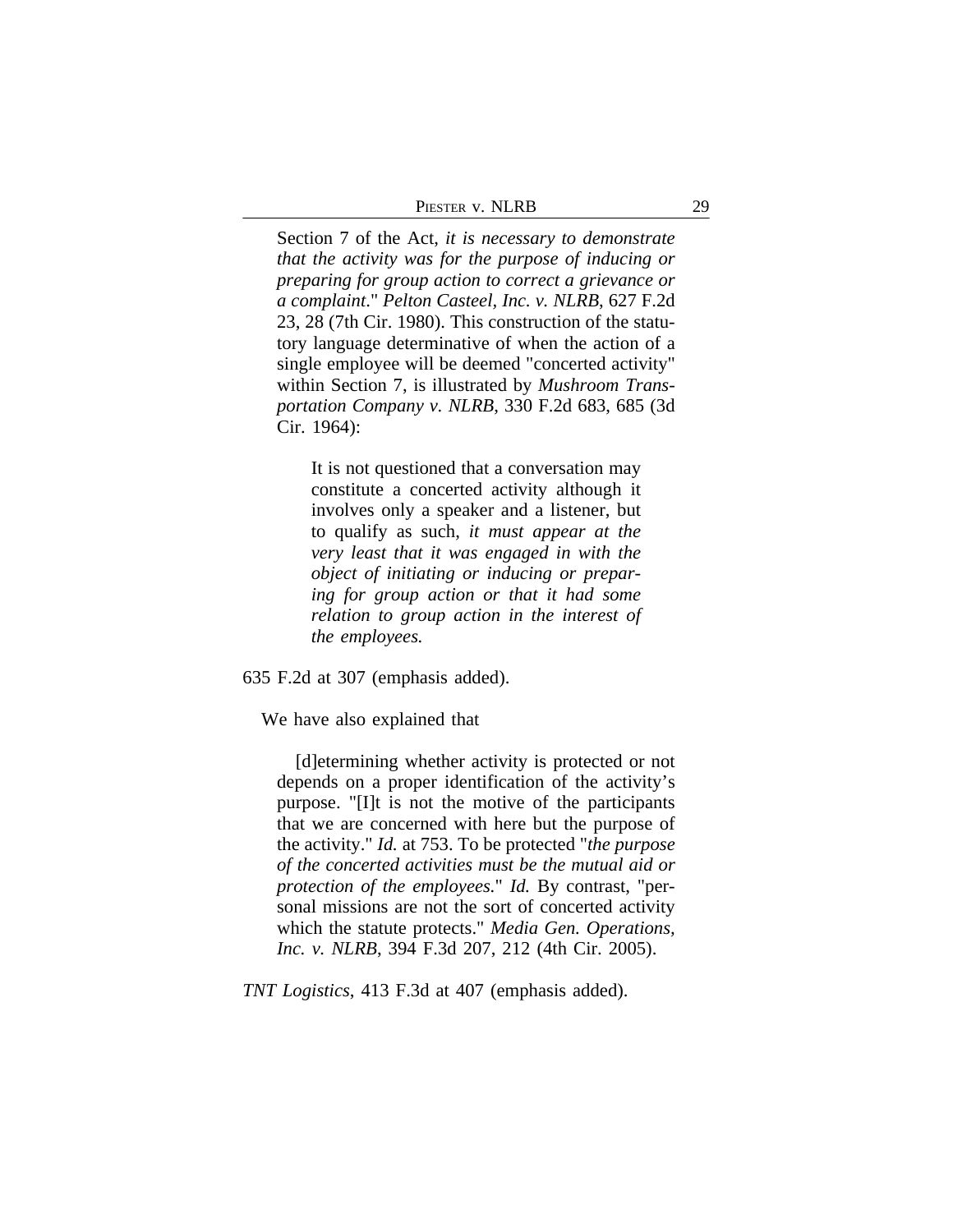> Section 7 of the Act, *it is necessary to demonstrate that the activity was for the purpose of inducing or preparing for group action to correct a grievance or a complaint*." *Pelton Casteel, Inc. v. NLRB*, 627 F.2d 23, 28 (7th Cir. 1980). This construction of the statutory language determinative of when the action of a single employee will be deemed "concerted activity" within Section 7, is illustrated by *Mushroom Transportation Company v. NLRB*, 330 F.2d 683, 685 (3d Cir. 1964):
>
> > It is not questioned that a conversation may constitute a concerted activity although it involves only a speaker and a listener, but to qualify as such, *it must appear at the very least that it was engaged in with the object of initiating or inducing or preparing for group action or that it had some relation to group action in the interest of the employees.*

635 F.2d at 307 (emphasis added).

We have also explained that

> [d]etermining whether activity is protected or not depends on a proper identification of the activity's purpose. "[I]t is not the motive of the participants that we are concerned with here but the purpose of the activity." *Id.* at 753. To be protected "*the purpose of the concerted activities must be the mutual aid or protection of the employees.*" *Id.* By contrast, "personal missions are not the sort of concerted activity which the statute protects." *Media Gen. Operations, Inc. v. NLRB*, 394 F.3d 207, 212 (4th Cir. 2005).

*TNT Logistics*, 413 F.3d at 407 (emphasis added).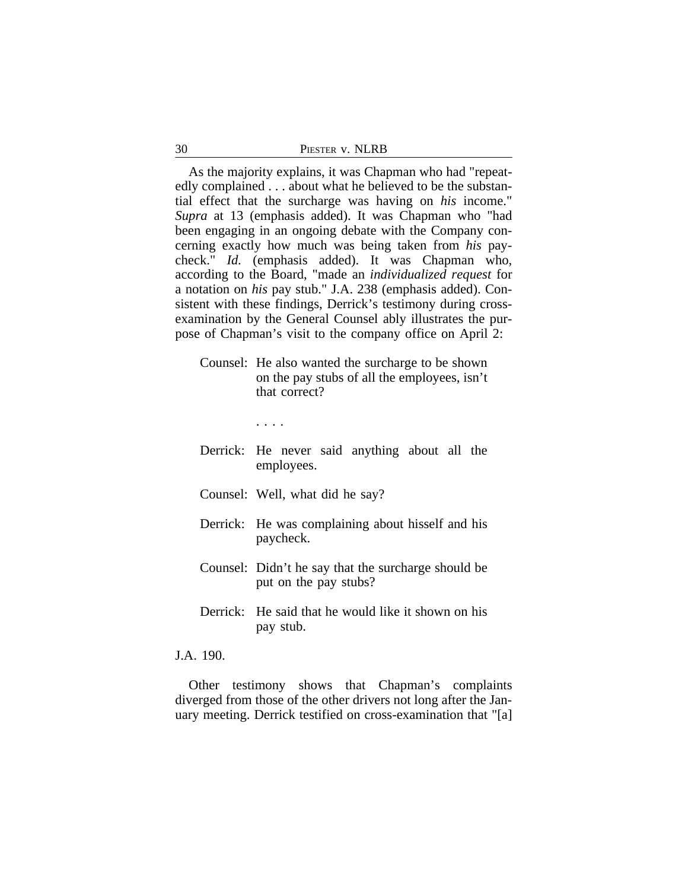As the majority explains, it was Chapman who had "repeatedly complained . . . about what he believed to be the substantial effect that the surcharge was having on *his* income." *Supra* at 13 (emphasis added). It was Chapman who "had been engaging in an ongoing debate with the Company concerning exactly how much was being taken from *his* paycheck." *Id.* (emphasis added). It was Chapman who, according to the Board, "made an *individualized request* for a notation on *his* pay stub." J.A. 238 (emphasis added). Consistent with these findings, Derrick's testimony during cross-examination by the General Counsel ably illustrates the purpose of Chapman's visit to the company office on April 2:

> Counsel: He also wanted the surcharge to be shown on the pay stubs of all the employees, isn't that correct?
>
> . . . .
>
> Derrick: He never said anything about all the employees.
>
> Counsel: Well, what did he say?
>
> Derrick: He was complaining about hisself and his paycheck.
>
> Counsel: Didn't he say that the surcharge should be put on the pay stubs?
>
> Derrick: He said that he would like it shown on his pay stub.

J.A. 190.

Other testimony shows that Chapman's complaints diverged from those of the other drivers not long after the January meeting. Derrick testified on cross-examination that "[a]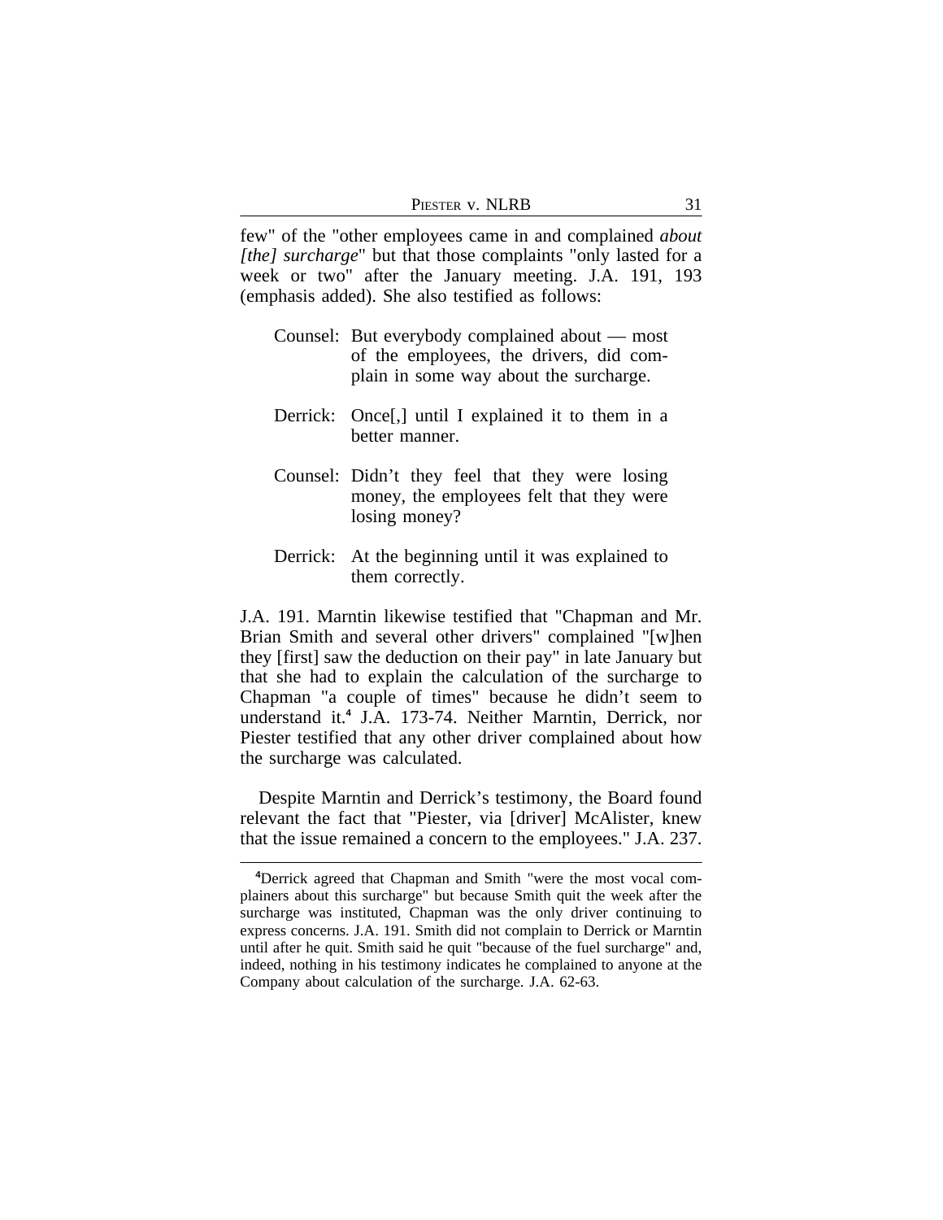few" of the "other employees came in and complained *about [the] surcharge*" but that those complaints "only lasted for a week or two" after the January meeting. J.A. 191, 193 (emphasis added). She also testified as follows:

> Counsel: But everybody complained about — most of the employees, the drivers, did complain in some way about the surcharge.
>
> Derrick: Once[,] until I explained it to them in a better manner.
>
> Counsel: Didn't they feel that they were losing money, the employees felt that they were losing money?
>
> Derrick: At the beginning until it was explained to them correctly.

J.A. 191. Marntin likewise testified that "Chapman and Mr. Brian Smith and several other drivers" complained "[w]hen they [first] saw the deduction on their pay" in late January but that she had to explain the calculation of the surcharge to Chapman "a couple of times" because he didn't seem to understand it.[4] J.A. 173-74. Neither Marntin, Derrick, nor Piester testified that any other driver complained about how the surcharge was calculated.

Despite Marntin and Derrick's testimony, the Board found relevant the fact that "Piester, via [driver] McAlister, knew that the issue remained a concern to the employees." J.A. 237.

---

[4]Derrick agreed that Chapman and Smith "were the most vocal complainers about this surcharge" but because Smith quit the week after the surcharge was instituted, Chapman was the only driver continuing to express concerns. J.A. 191. Smith did not complain to Derrick or Marntin until after he quit. Smith said he quit "because of the fuel surcharge" and, indeed, nothing in his testimony indicates he complained to anyone at the Company about calculation of the surcharge. J.A. 62-63.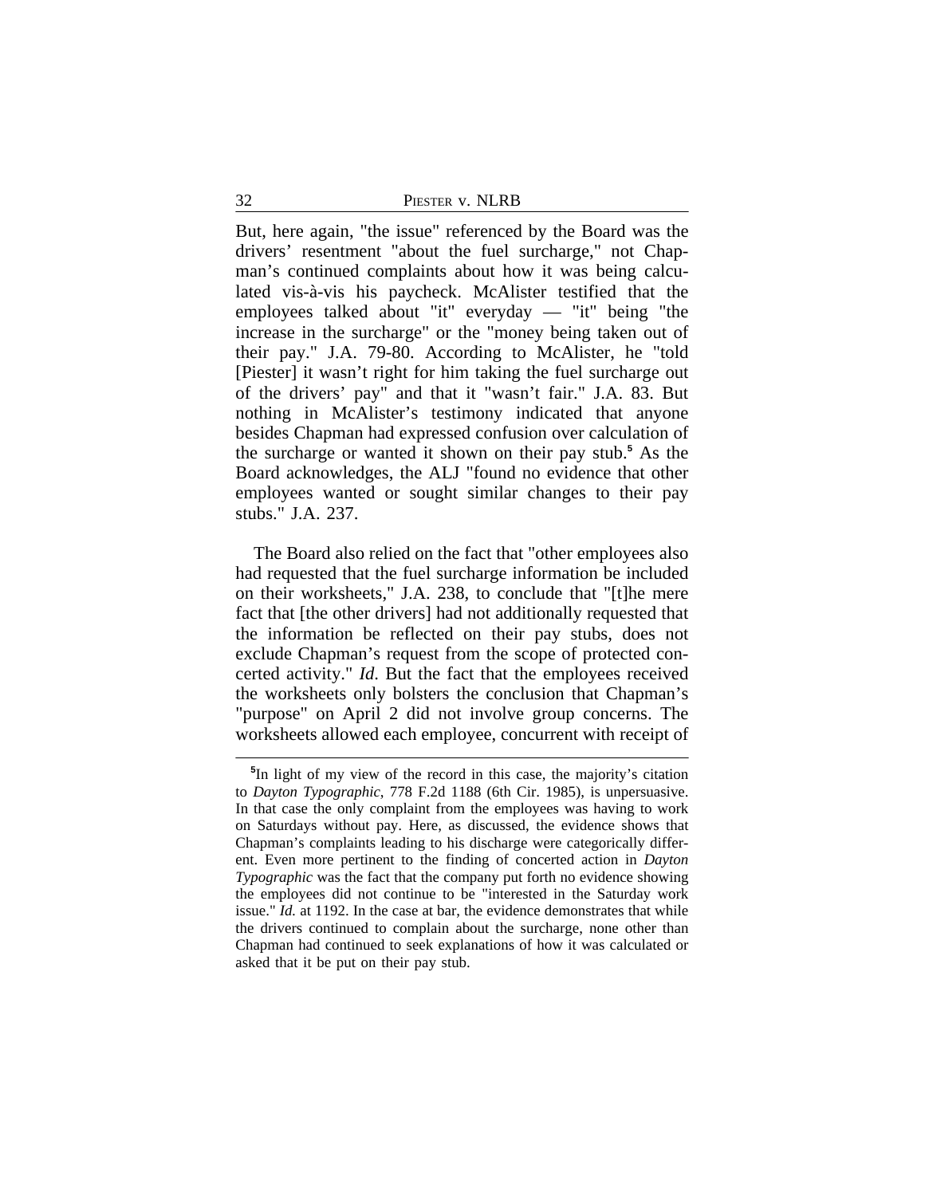But, here again, "the issue" referenced by the Board was the drivers' resentment "about the fuel surcharge," not Chapman's continued complaints about how it was being calculated vis-à-vis his paycheck. McAlister testified that the employees talked about "it" everyday — "it" being "the increase in the surcharge" or the "money being taken out of their pay." J.A. 79-80. According to McAlister, he "told [Piester] it wasn't right for him taking the fuel surcharge out of the drivers' pay" and that it "wasn't fair." J.A. 83. But nothing in McAlister's testimony indicated that anyone besides Chapman had expressed confusion over calculation of the surcharge or wanted it shown on their pay stub.[5] As the Board acknowledges, the ALJ "found no evidence that other employees wanted or sought similar changes to their pay stubs." J.A. 237.

The Board also relied on the fact that "other employees also had requested that the fuel surcharge information be included on their worksheets," J.A. 238, to conclude that "[t]he mere fact that [the other drivers] had not additionally requested that the information be reflected on their pay stubs, does not exclude Chapman's request from the scope of protected concerted activity." *Id*. But the fact that the employees received the worksheets only bolsters the conclusion that Chapman's "purpose" on April 2 did not involve group concerns. The worksheets allowed each employee, concurrent with receipt of

[5]In light of my view of the record in this case, the majority's citation to *Dayton Typographic*, 778 F.2d 1188 (6th Cir. 1985), is unpersuasive. In that case the only complaint from the employees was having to work on Saturdays without pay. Here, as discussed, the evidence shows that Chapman's complaints leading to his discharge were categorically different. Even more pertinent to the finding of concerted action in *Dayton Typographic* was the fact that the company put forth no evidence showing the employees did not continue to be "interested in the Saturday work issue." *Id.* at 1192. In the case at bar, the evidence demonstrates that while the drivers continued to complain about the surcharge, none other than Chapman had continued to seek explanations of how it was calculated or asked that it be put on their pay stub.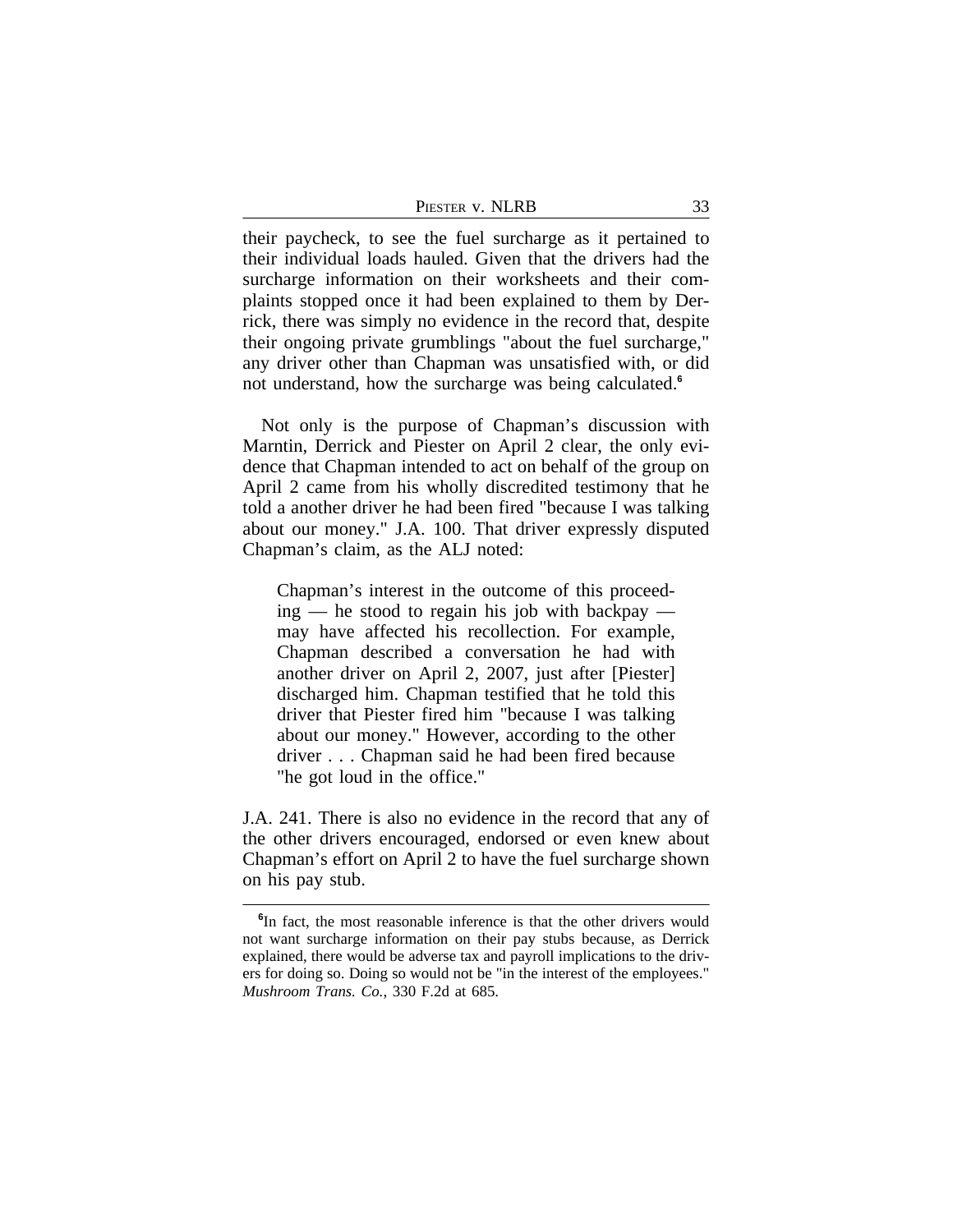their paycheck, to see the fuel surcharge as it pertained to their individual loads hauled. Given that the drivers had the surcharge information on their worksheets and their complaints stopped once it had been explained to them by Derrick, there was simply no evidence in the record that, despite their ongoing private grumblings "about the fuel surcharge," any driver other than Chapman was unsatisfied with, or did not understand, how the surcharge was being calculated.[6]

Not only is the purpose of Chapman's discussion with Marntin, Derrick and Piester on April 2 clear, the only evidence that Chapman intended to act on behalf of the group on April 2 came from his wholly discredited testimony that he told a another driver he had been fired "because I was talking about our money." J.A. 100. That driver expressly disputed Chapman's claim, as the ALJ noted:

> Chapman's interest in the outcome of this proceeding — he stood to regain his job with backpay — may have affected his recollection. For example, Chapman described a conversation he had with another driver on April 2, 2007, just after [Piester] discharged him. Chapman testified that he told this driver that Piester fired him "because I was talking about our money." However, according to the other driver . . . Chapman said he had been fired because "he got loud in the office."

J.A. 241. There is also no evidence in the record that any of the other drivers encouraged, endorsed or even knew about Chapman's effort on April 2 to have the fuel surcharge shown on his pay stub.

---

[6]In fact, the most reasonable inference is that the other drivers would not want surcharge information on their pay stubs because, as Derrick explained, there would be adverse tax and payroll implications to the drivers for doing so. Doing so would not be "in the interest of the employees." *Mushroom Trans. Co.*, 330 F.2d at 685.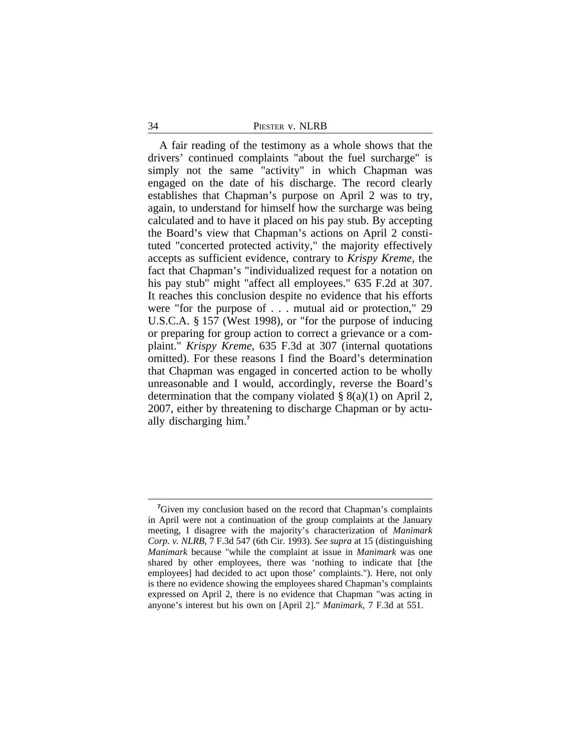A fair reading of the testimony as a whole shows that the drivers' continued complaints "about the fuel surcharge" is simply not the same "activity" in which Chapman was engaged on the date of his discharge. The record clearly establishes that Chapman's purpose on April 2 was to try, again, to understand for himself how the surcharge was being calculated and to have it placed on his pay stub. By accepting the Board's view that Chapman's actions on April 2 constituted "concerted protected activity," the majority effectively accepts as sufficient evidence, contrary to *Krispy Kreme*, the fact that Chapman's "individualized request for a notation on his pay stub" might "affect all employees." 635 F.2d at 307. It reaches this conclusion despite no evidence that his efforts were "for the purpose of . . . mutual aid or protection," 29 U.S.C.A. § 157 (West 1998), or "for the purpose of inducing or preparing for group action to correct a grievance or a complaint." *Krispy Kreme*, 635 F.3d at 307 (internal quotations omitted). For these reasons I find the Board's determination that Chapman was engaged in concerted action to be wholly unreasonable and I would, accordingly, reverse the Board's determination that the company violated § 8(a)(1) on April 2, 2007, either by threatening to discharge Chapman or by actually discharging him.[7]

---

[7]Given my conclusion based on the record that Chapman's complaints in April were not a continuation of the group complaints at the January meeting, I disagree with the majority's characterization of *Manimark Corp. v. NLRB*, 7 F.3d 547 (6th Cir. 1993). *See supra* at 15 (distinguishing *Manimark* because "while the complaint at issue in *Manimark* was one shared by other employees, there was 'nothing to indicate that [the employees] had decided to act upon those' complaints."). Here, not only is there no evidence showing the employees shared Chapman's complaints expressed on April 2, there is no evidence that Chapman "was acting in anyone's interest but his own on [April 2]." *Manimark*, 7 F.3d at 551.